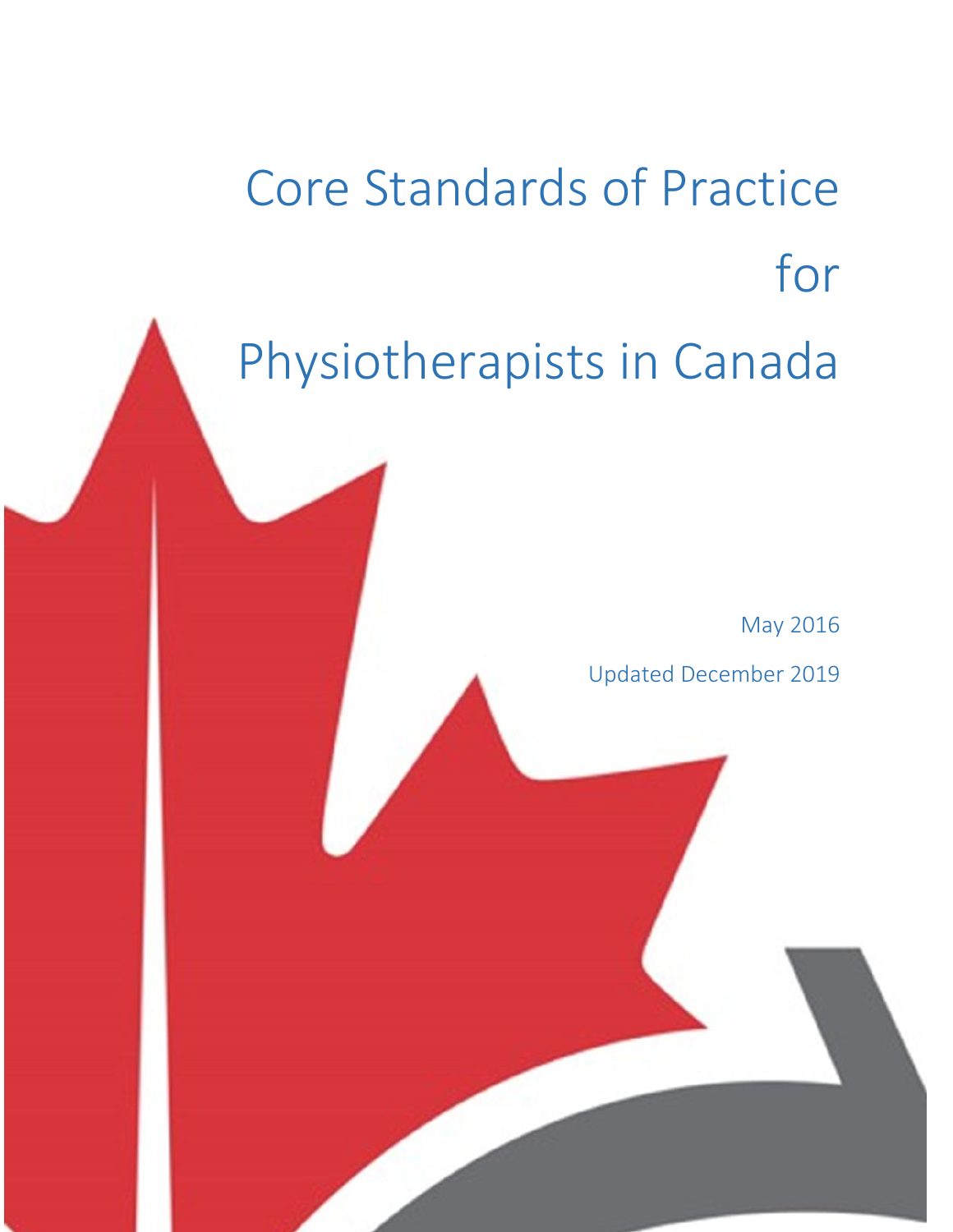# Core Standards of Practice for Physiotherapists in Canada

May 2016

Updated December 2019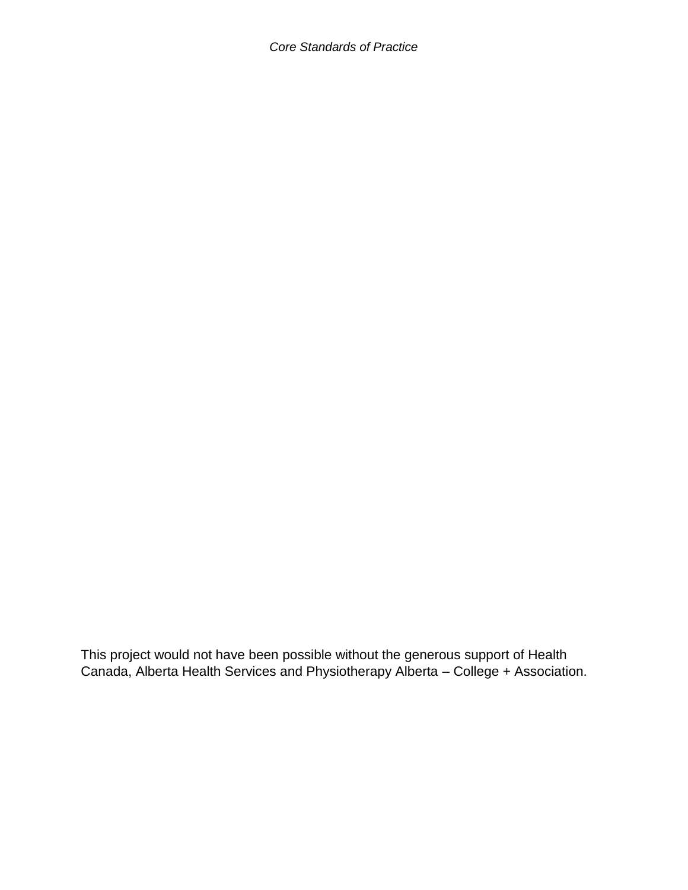This project would not have been possible without the generous support of Health Canada, Alberta Health Services and Physiotherapy Alberta – College + Association.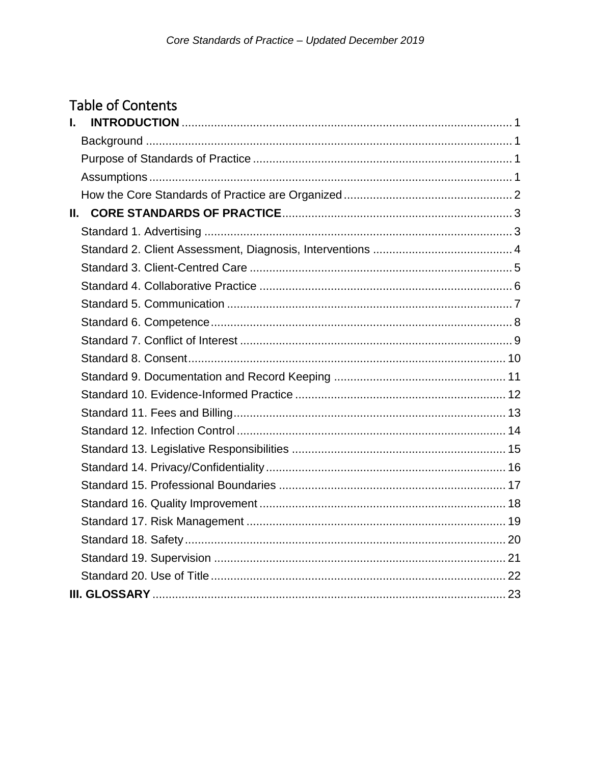# Table of Contents

**I. INTRODUCTION** ..... 1
- Background ..... 1
- Purpose of Standards of Practice ..... 1
- Assumptions ..... 1
- How the Core Standards of Practice are Organized ..... 2

**II. CORE STANDARDS OF PRACTICE** ..... 3
- Standard 1. Advertising ..... 3
- Standard 2. Client Assessment, Diagnosis, Interventions ..... 4
- Standard 3. Client-Centred Care ..... 5
- Standard 4. Collaborative Practice ..... 6
- Standard 5. Communication ..... 7
- Standard 6. Competence ..... 8
- Standard 7. Conflict of Interest ..... 9
- Standard 8. Consent ..... 10
- Standard 9. Documentation and Record Keeping ..... 11
- Standard 10. Evidence-Informed Practice ..... 12
- Standard 11. Fees and Billing ..... 13
- Standard 12. Infection Control ..... 14
- Standard 13. Legislative Responsibilities ..... 15
- Standard 14. Privacy/Confidentiality ..... 16
- Standard 15. Professional Boundaries ..... 17
- Standard 16. Quality Improvement ..... 18
- Standard 17. Risk Management ..... 19
- Standard 18. Safety ..... 20
- Standard 19. Supervision ..... 21
- Standard 20. Use of Title ..... 22

**III. GLOSSARY** ..... 23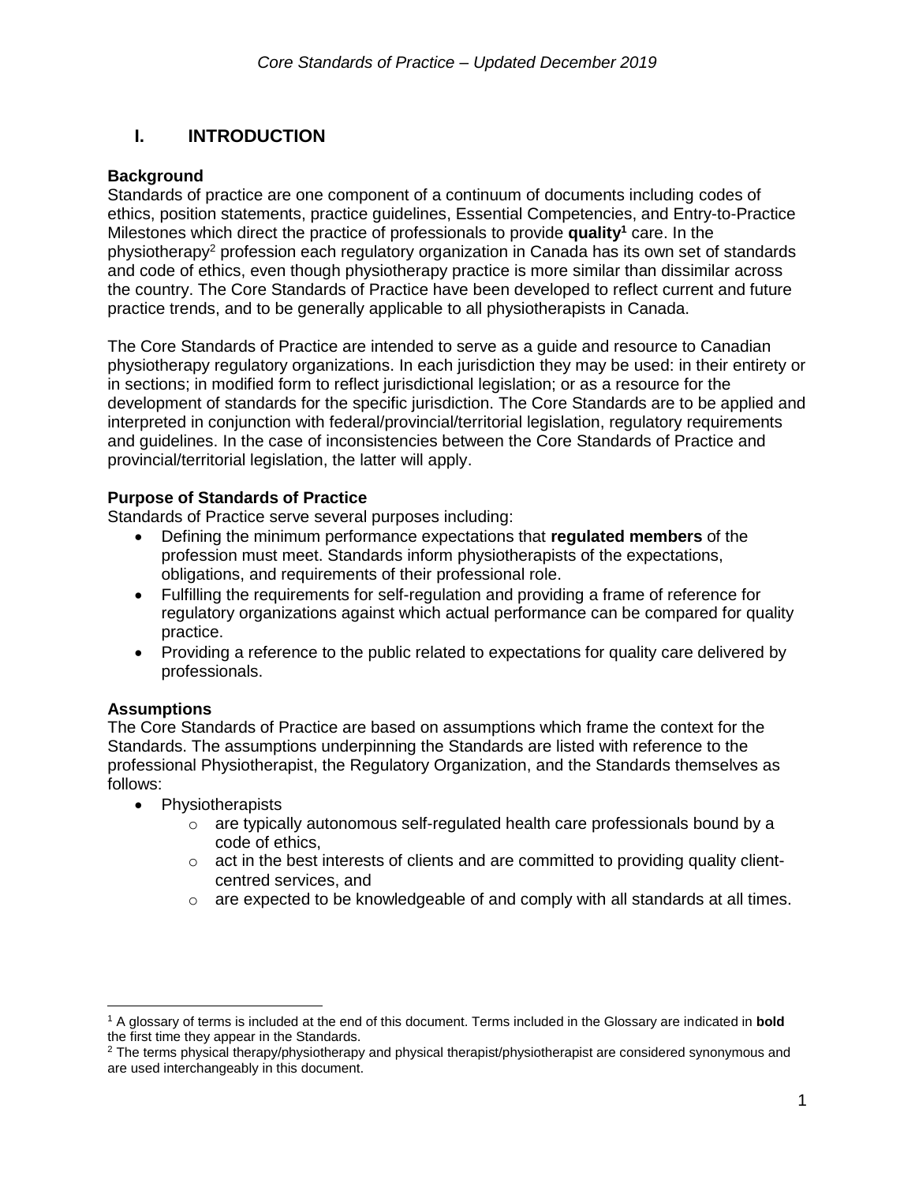# I. INTRODUCTION

### Background

Standards of practice are one component of a continuum of documents including codes of ethics, position statements, practice guidelines, Essential Competencies, and Entry-to-Practice Milestones which direct the practice of professionals to provide **quality**[1] care. In the physiotherapy[2] profession each regulatory organization in Canada has its own set of standards and code of ethics, even though physiotherapy practice is more similar than dissimilar across the country. The Core Standards of Practice have been developed to reflect current and future practice trends, and to be generally applicable to all physiotherapists in Canada.

The Core Standards of Practice are intended to serve as a guide and resource to Canadian physiotherapy regulatory organizations. In each jurisdiction they may be used: in their entirety or in sections; in modified form to reflect jurisdictional legislation; or as a resource for the development of standards for the specific jurisdiction. The Core Standards are to be applied and interpreted in conjunction with federal/provincial/territorial legislation, regulatory requirements and guidelines. In the case of inconsistencies between the Core Standards of Practice and provincial/territorial legislation, the latter will apply.

### Purpose of Standards of Practice

Standards of Practice serve several purposes including:

- Defining the minimum performance expectations that **regulated members** of the profession must meet. Standards inform physiotherapists of the expectations, obligations, and requirements of their professional role.
- Fulfilling the requirements for self-regulation and providing a frame of reference for regulatory organizations against which actual performance can be compared for quality practice.
- Providing a reference to the public related to expectations for quality care delivered by professionals.

### Assumptions

The Core Standards of Practice are based on assumptions which frame the context for the Standards. The assumptions underpinning the Standards are listed with reference to the professional Physiotherapist, the Regulatory Organization, and the Standards themselves as follows:

- Physiotherapists
  - are typically autonomous self-regulated health care professionals bound by a code of ethics,
  - act in the best interests of clients and are committed to providing quality client-centred services, and
  - are expected to be knowledgeable of and comply with all standards at all times.

---

[1] A glossary of terms is included at the end of this document. Terms included in the Glossary are indicated in **bold** the first time they appear in the Standards.

[2] The terms physical therapy/physiotherapy and physical therapist/physiotherapist are considered synonymous and are used interchangeably in this document.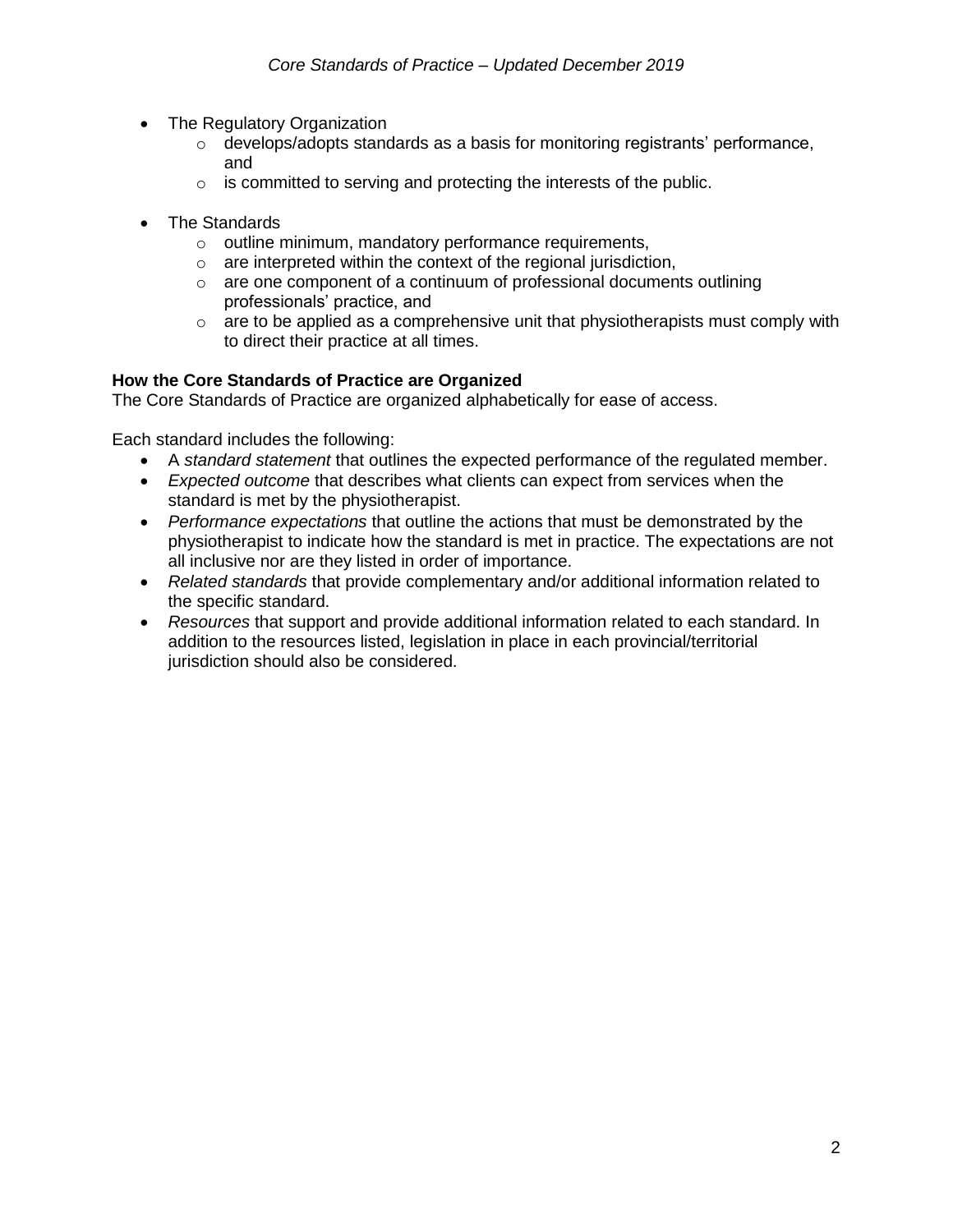- The Regulatory Organization
  - develops/adopts standards as a basis for monitoring registrants' performance, and
  - is committed to serving and protecting the interests of the public.

- The Standards
  - outline minimum, mandatory performance requirements,
  - are interpreted within the context of the regional jurisdiction,
  - are one component of a continuum of professional documents outlining professionals' practice, and
  - are to be applied as a comprehensive unit that physiotherapists must comply with to direct their practice at all times.

**How the Core Standards of Practice are Organized**

The Core Standards of Practice are organized alphabetically for ease of access.

Each standard includes the following:

- A *standard statement* that outlines the expected performance of the regulated member.
- *Expected outcome* that describes what clients can expect from services when the standard is met by the physiotherapist.
- *Performance expectations* that outline the actions that must be demonstrated by the physiotherapist to indicate how the standard is met in practice. The expectations are not all inclusive nor are they listed in order of importance.
- *Related standards* that provide complementary and/or additional information related to the specific standard.
- *Resources* that support and provide additional information related to each standard. In addition to the resources listed, legislation in place in each provincial/territorial jurisdiction should also be considered.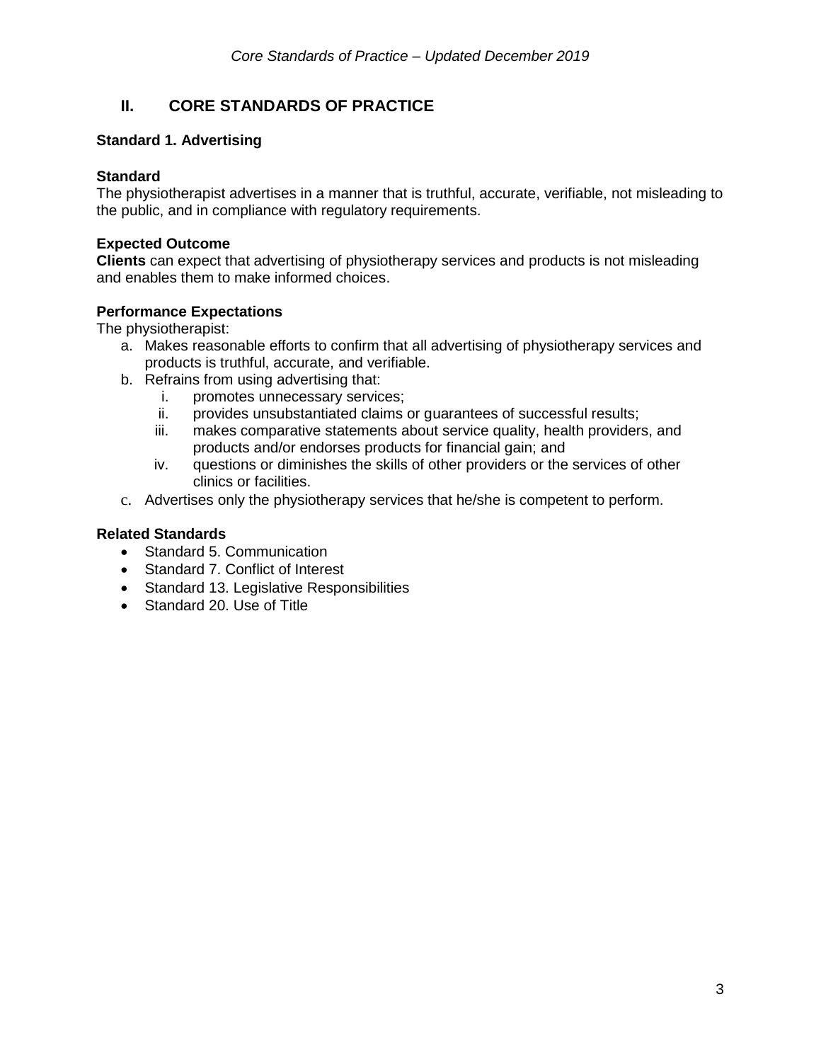## II. CORE STANDARDS OF PRACTICE

### Standard 1. Advertising

**Standard**

The physiotherapist advertises in a manner that is truthful, accurate, verifiable, not misleading to the public, and in compliance with regulatory requirements.

**Expected Outcome**

**Clients** can expect that advertising of physiotherapy services and products is not misleading and enables them to make informed choices.

**Performance Expectations**

The physiotherapist:

a. Makes reasonable efforts to confirm that all advertising of physiotherapy services and products is truthful, accurate, and verifiable.
b. Refrains from using advertising that:
    i. promotes unnecessary services;
    ii. provides unsubstantiated claims or guarantees of successful results;
    iii. makes comparative statements about service quality, health providers, and products and/or endorses products for financial gain; and
    iv. questions or diminishes the skills of other providers or the services of other clinics or facilities.
c. Advertises only the physiotherapy services that he/she is competent to perform.

**Related Standards**

- Standard 5. Communication
- Standard 7. Conflict of Interest
- Standard 13. Legislative Responsibilities
- Standard 20. Use of Title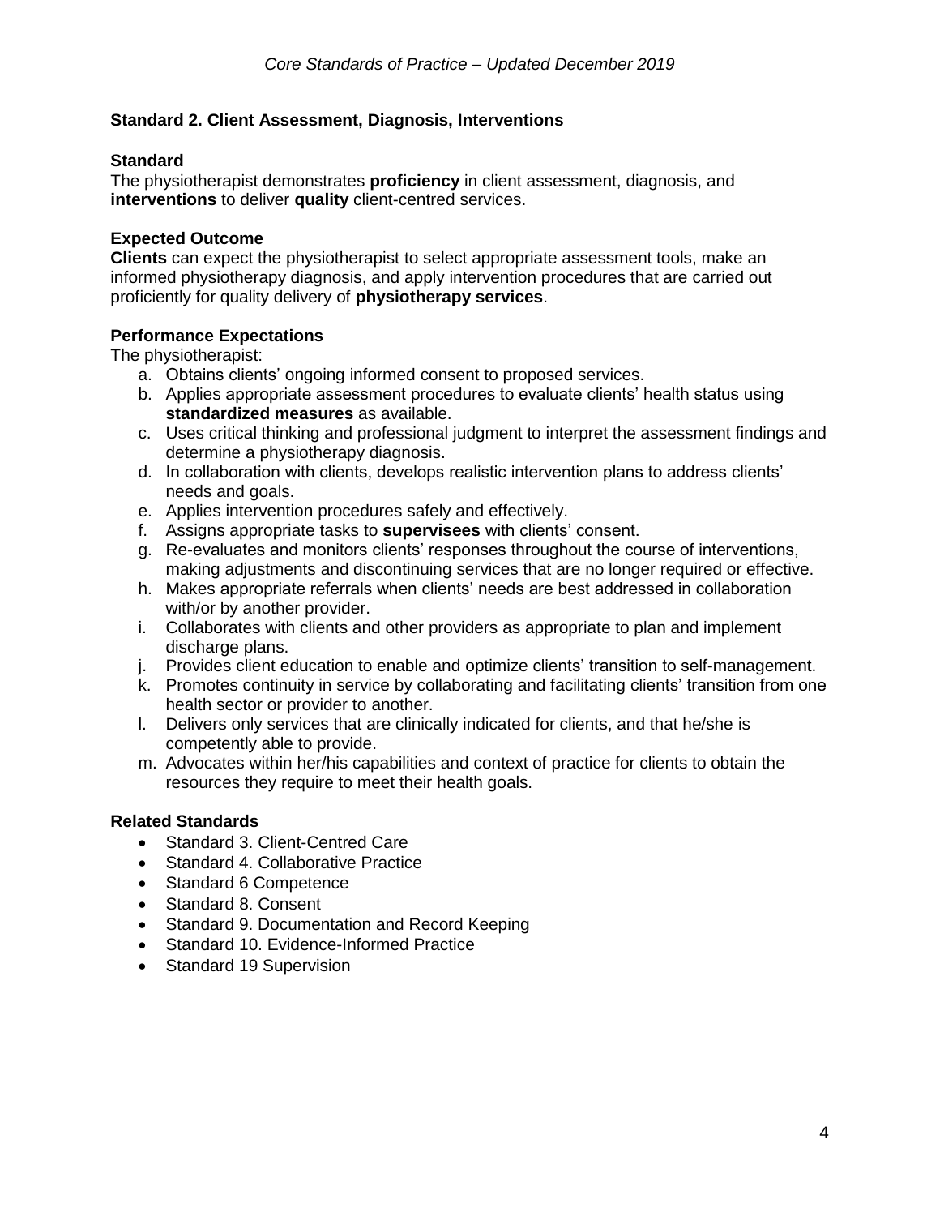## Standard 2. Client Assessment, Diagnosis, Interventions

### Standard

The physiotherapist demonstrates **proficiency** in client assessment, diagnosis, and **interventions** to deliver **quality** client-centred services.

### Expected Outcome

**Clients** can expect the physiotherapist to select appropriate assessment tools, make an informed physiotherapy diagnosis, and apply intervention procedures that are carried out proficiently for quality delivery of **physiotherapy services**.

### Performance Expectations

The physiotherapist:

a. Obtains clients' ongoing informed consent to proposed services.
b. Applies appropriate assessment procedures to evaluate clients' health status using **standardized measures** as available.
c. Uses critical thinking and professional judgment to interpret the assessment findings and determine a physiotherapy diagnosis.
d. In collaboration with clients, develops realistic intervention plans to address clients' needs and goals.
e. Applies intervention procedures safely and effectively.
f. Assigns appropriate tasks to **supervisees** with clients' consent.
g. Re-evaluates and monitors clients' responses throughout the course of interventions, making adjustments and discontinuing services that are no longer required or effective.
h. Makes appropriate referrals when clients' needs are best addressed in collaboration with/or by another provider.
i. Collaborates with clients and other providers as appropriate to plan and implement discharge plans.
j. Provides client education to enable and optimize clients' transition to self-management.
k. Promotes continuity in service by collaborating and facilitating clients' transition from one health sector or provider to another.
l. Delivers only services that are clinically indicated for clients, and that he/she is competently able to provide.
m. Advocates within her/his capabilities and context of practice for clients to obtain the resources they require to meet their health goals.

### Related Standards

- Standard 3. Client-Centred Care
- Standard 4. Collaborative Practice
- Standard 6 Competence
- Standard 8. Consent
- Standard 9. Documentation and Record Keeping
- Standard 10. Evidence-Informed Practice
- Standard 19 Supervision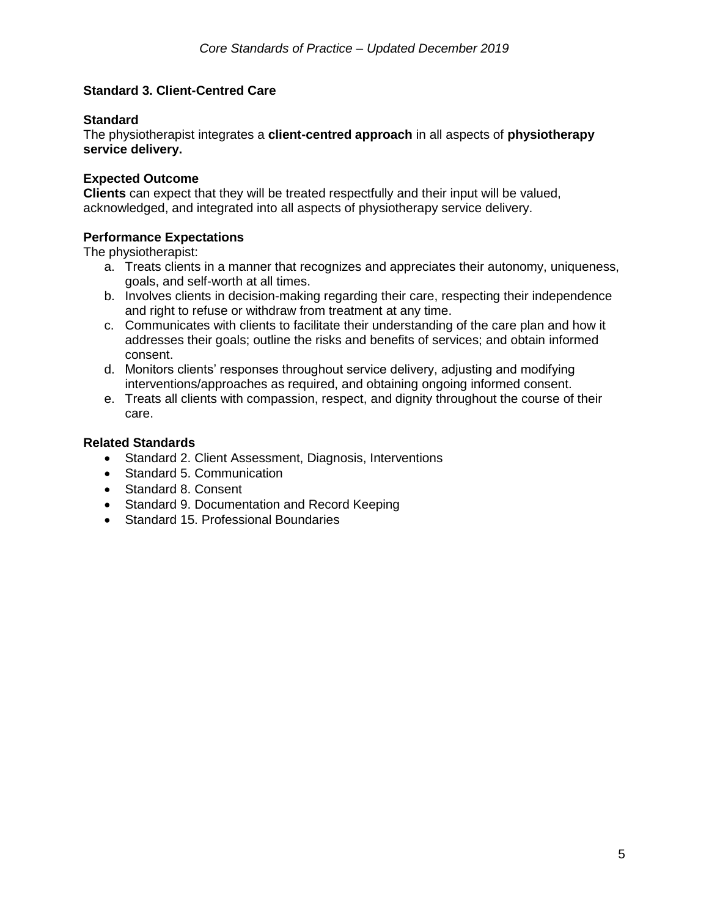## Standard 3. Client-Centred Care

### Standard

The physiotherapist integrates a **client-centred approach** in all aspects of **physiotherapy service delivery.**

### Expected Outcome

**Clients** can expect that they will be treated respectfully and their input will be valued, acknowledged, and integrated into all aspects of physiotherapy service delivery.

### Performance Expectations

The physiotherapist:

a. Treats clients in a manner that recognizes and appreciates their autonomy, uniqueness, goals, and self-worth at all times.
b. Involves clients in decision-making regarding their care, respecting their independence and right to refuse or withdraw from treatment at any time.
c. Communicates with clients to facilitate their understanding of the care plan and how it addresses their goals; outline the risks and benefits of services; and obtain informed consent.
d. Monitors clients' responses throughout service delivery, adjusting and modifying interventions/approaches as required, and obtaining ongoing informed consent.
e. Treats all clients with compassion, respect, and dignity throughout the course of their care.

### Related Standards

- Standard 2. Client Assessment, Diagnosis, Interventions
- Standard 5. Communication
- Standard 8. Consent
- Standard 9. Documentation and Record Keeping
- Standard 15. Professional Boundaries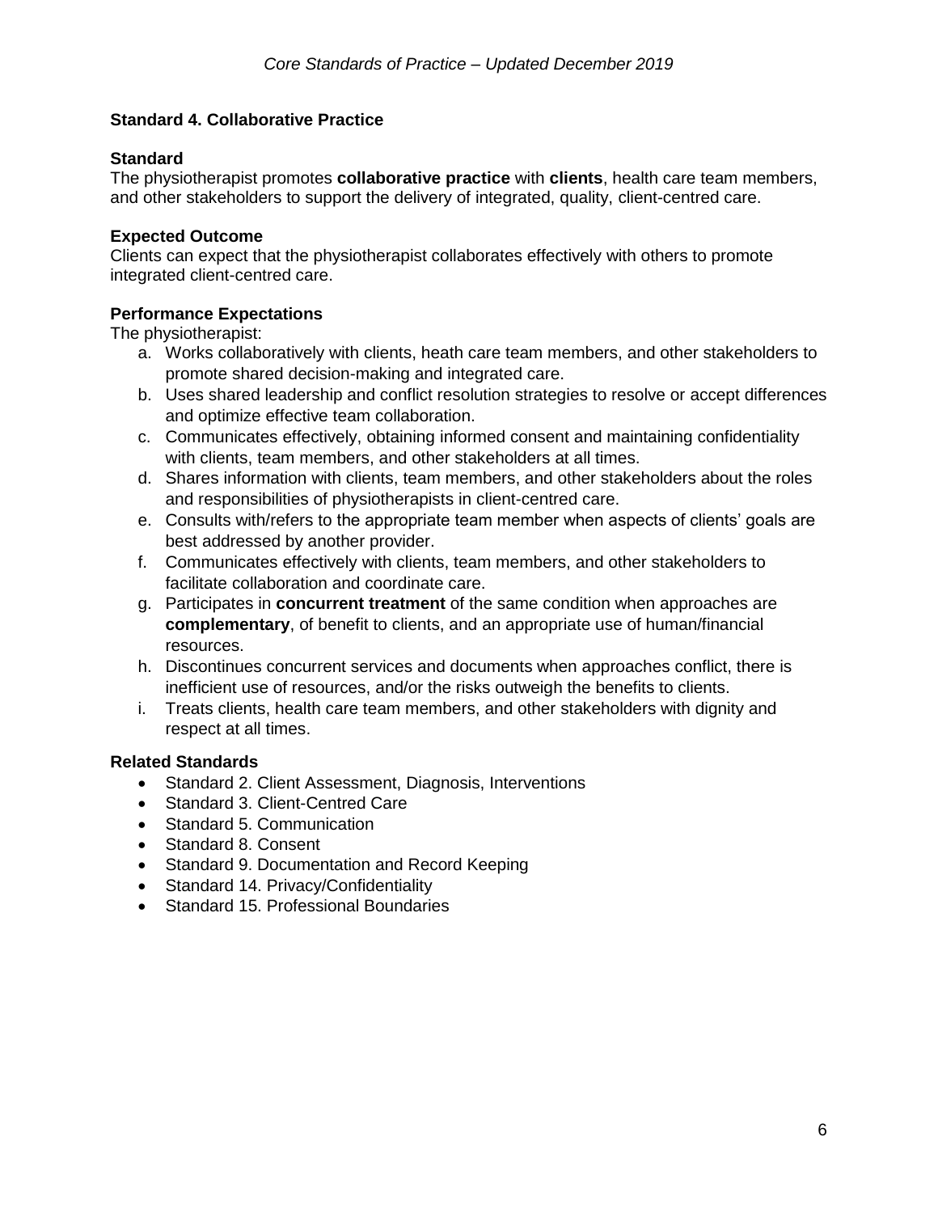### Standard 4. Collaborative Practice

**Standard**

The physiotherapist promotes **collaborative practice** with **clients**, health care team members, and other stakeholders to support the delivery of integrated, quality, client-centred care.

**Expected Outcome**

Clients can expect that the physiotherapist collaborates effectively with others to promote integrated client-centred care.

**Performance Expectations**

The physiotherapist:

a. Works collaboratively with clients, heath care team members, and other stakeholders to promote shared decision-making and integrated care.
b. Uses shared leadership and conflict resolution strategies to resolve or accept differences and optimize effective team collaboration.
c. Communicates effectively, obtaining informed consent and maintaining confidentiality with clients, team members, and other stakeholders at all times.
d. Shares information with clients, team members, and other stakeholders about the roles and responsibilities of physiotherapists in client-centred care.
e. Consults with/refers to the appropriate team member when aspects of clients' goals are best addressed by another provider.
f. Communicates effectively with clients, team members, and other stakeholders to facilitate collaboration and coordinate care.
g. Participates in **concurrent treatment** of the same condition when approaches are **complementary**, of benefit to clients, and an appropriate use of human/financial resources.
h. Discontinues concurrent services and documents when approaches conflict, there is inefficient use of resources, and/or the risks outweigh the benefits to clients.
i. Treats clients, health care team members, and other stakeholders with dignity and respect at all times.

**Related Standards**

- Standard 2. Client Assessment, Diagnosis, Interventions
- Standard 3. Client-Centred Care
- Standard 5. Communication
- Standard 8. Consent
- Standard 9. Documentation and Record Keeping
- Standard 14. Privacy/Confidentiality
- Standard 15. Professional Boundaries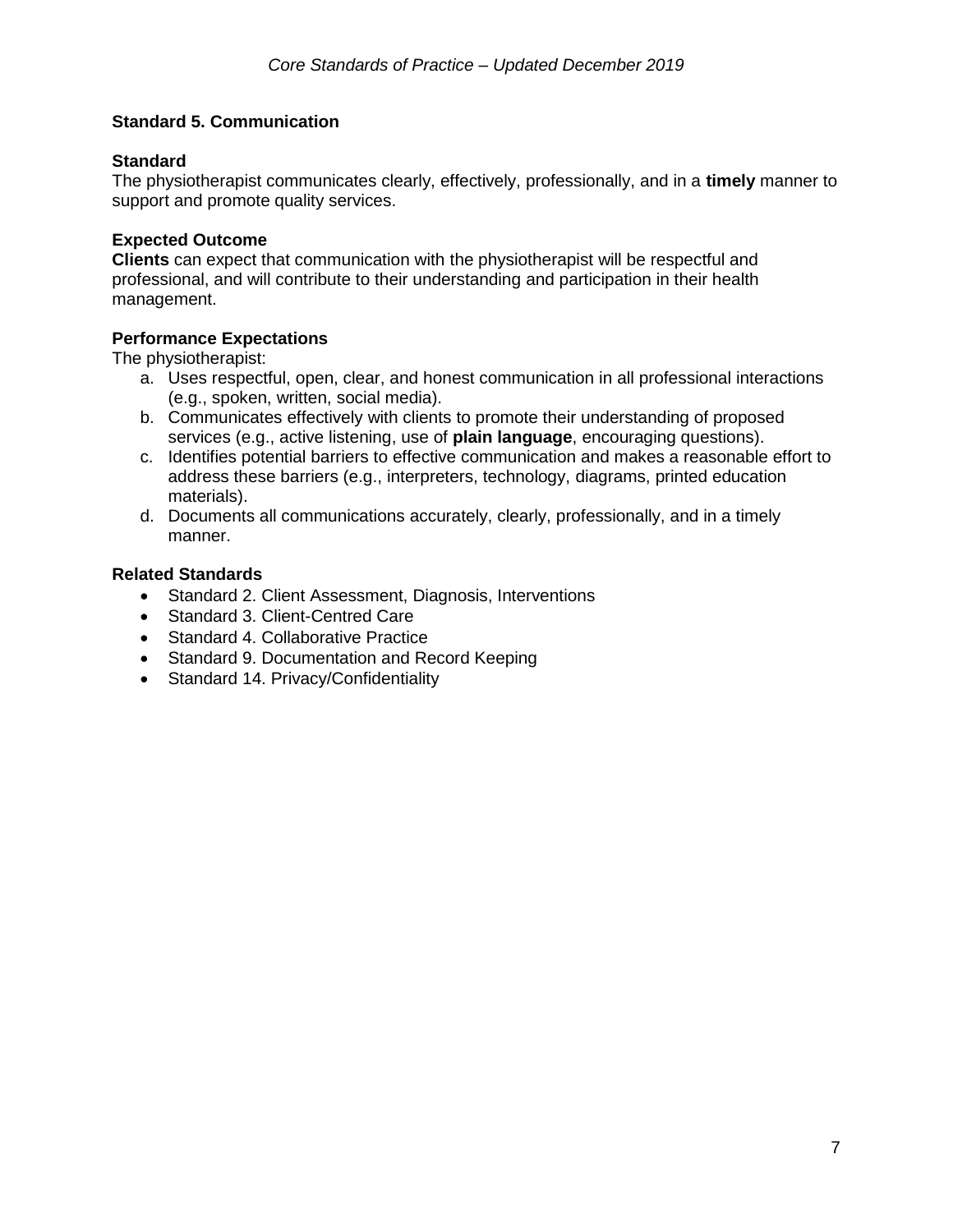## Standard 5. Communication

### Standard

The physiotherapist communicates clearly, effectively, professionally, and in a **timely** manner to support and promote quality services.

### Expected Outcome

**Clients** can expect that communication with the physiotherapist will be respectful and professional, and will contribute to their understanding and participation in their health management.

### Performance Expectations

The physiotherapist:

a. Uses respectful, open, clear, and honest communication in all professional interactions (e.g., spoken, written, social media).
b. Communicates effectively with clients to promote their understanding of proposed services (e.g., active listening, use of **plain language**, encouraging questions).
c. Identifies potential barriers to effective communication and makes a reasonable effort to address these barriers (e.g., interpreters, technology, diagrams, printed education materials).
d. Documents all communications accurately, clearly, professionally, and in a timely manner.

### Related Standards

- Standard 2. Client Assessment, Diagnosis, Interventions
- Standard 3. Client-Centred Care
- Standard 4. Collaborative Practice
- Standard 9. Documentation and Record Keeping
- Standard 14. Privacy/Confidentiality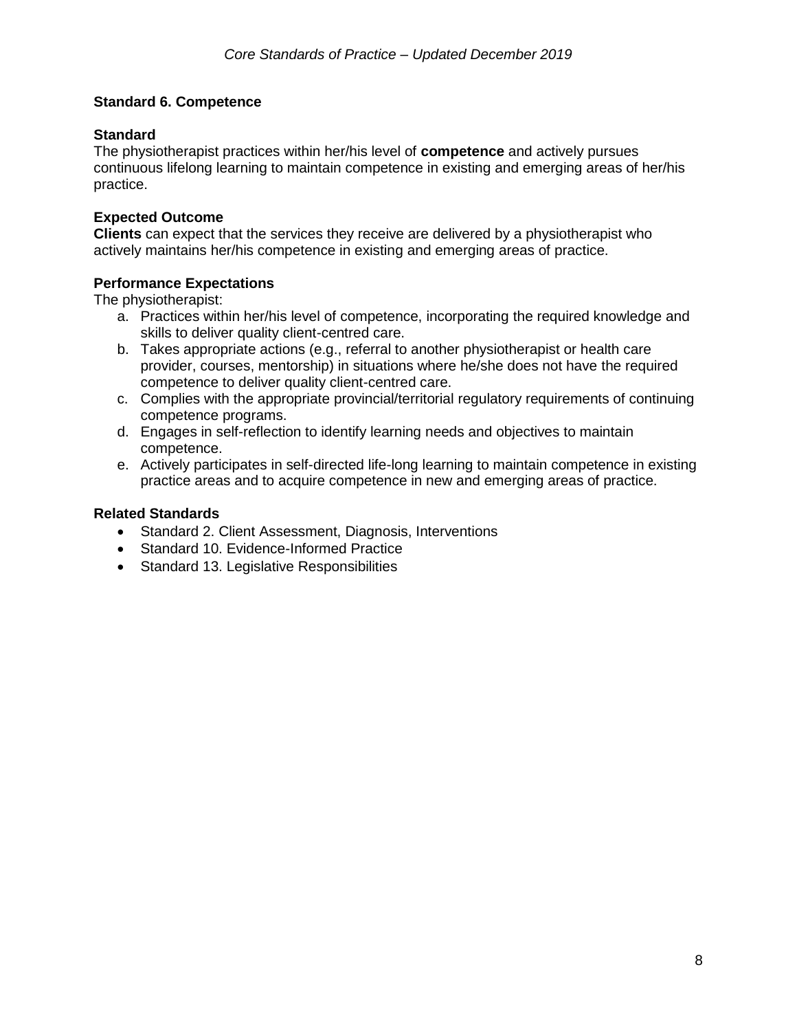## Standard 6. Competence

### Standard

The physiotherapist practices within her/his level of **competence** and actively pursues continuous lifelong learning to maintain competence in existing and emerging areas of her/his practice.

### Expected Outcome

**Clients** can expect that the services they receive are delivered by a physiotherapist who actively maintains her/his competence in existing and emerging areas of practice.

### Performance Expectations

The physiotherapist:

a. Practices within her/his level of competence, incorporating the required knowledge and skills to deliver quality client-centred care.
b. Takes appropriate actions (e.g., referral to another physiotherapist or health care provider, courses, mentorship) in situations where he/she does not have the required competence to deliver quality client-centred care.
c. Complies with the appropriate provincial/territorial regulatory requirements of continuing competence programs.
d. Engages in self-reflection to identify learning needs and objectives to maintain competence.
e. Actively participates in self-directed life-long learning to maintain competence in existing practice areas and to acquire competence in new and emerging areas of practice.

### Related Standards

- Standard 2. Client Assessment, Diagnosis, Interventions
- Standard 10. Evidence-Informed Practice
- Standard 13. Legislative Responsibilities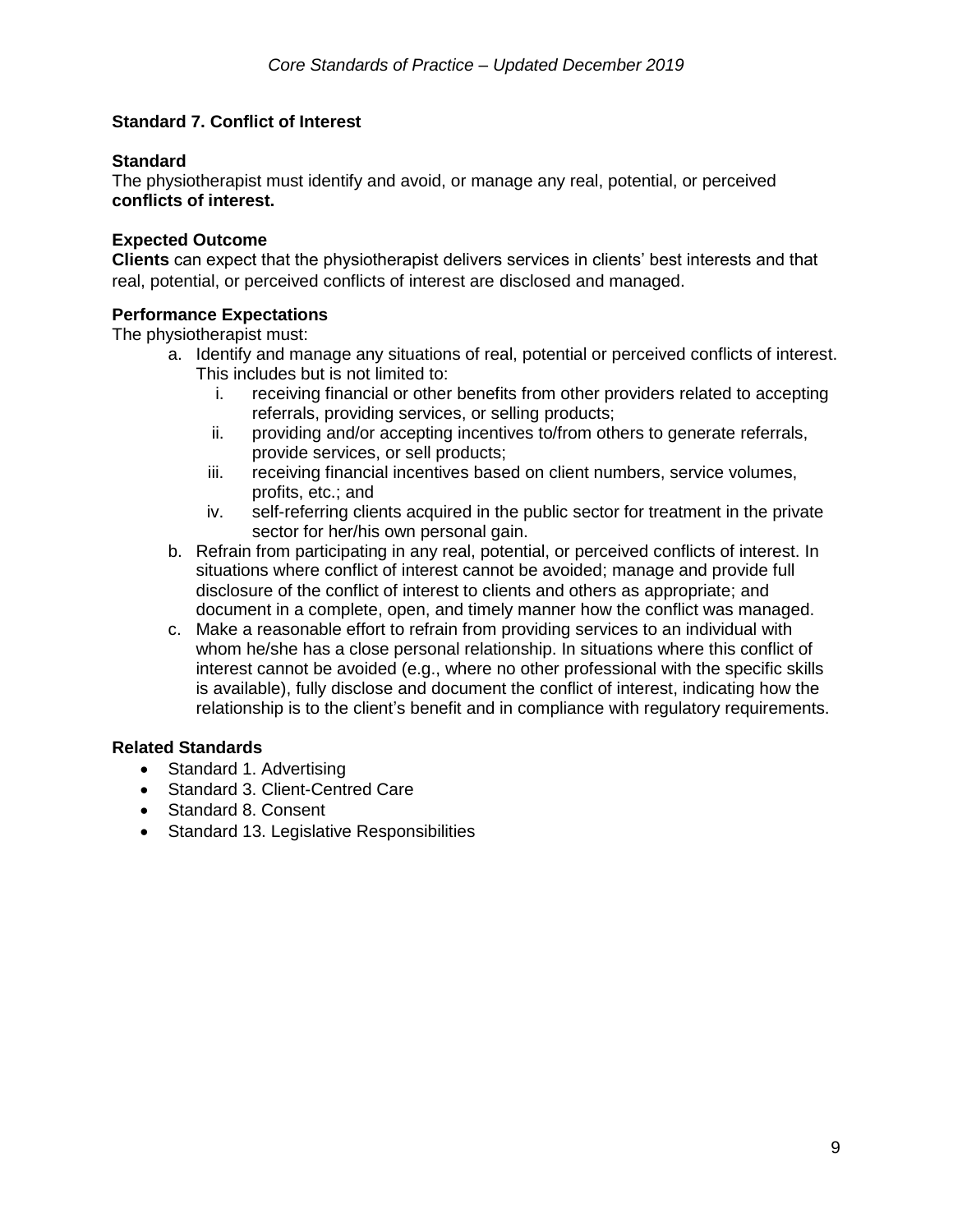## Standard 7. Conflict of Interest

### Standard

The physiotherapist must identify and avoid, or manage any real, potential, or perceived **conflicts of interest.**

### Expected Outcome

**Clients** can expect that the physiotherapist delivers services in clients' best interests and that real, potential, or perceived conflicts of interest are disclosed and managed.

### Performance Expectations

The physiotherapist must:

a. Identify and manage any situations of real, potential or perceived conflicts of interest. This includes but is not limited to:
    i. receiving financial or other benefits from other providers related to accepting referrals, providing services, or selling products;
    ii. providing and/or accepting incentives to/from others to generate referrals, provide services, or sell products;
    iii. receiving financial incentives based on client numbers, service volumes, profits, etc.; and
    iv. self-referring clients acquired in the public sector for treatment in the private sector for her/his own personal gain.
b. Refrain from participating in any real, potential, or perceived conflicts of interest. In situations where conflict of interest cannot be avoided; manage and provide full disclosure of the conflict of interest to clients and others as appropriate; and document in a complete, open, and timely manner how the conflict was managed.
c. Make a reasonable effort to refrain from providing services to an individual with whom he/she has a close personal relationship. In situations where this conflict of interest cannot be avoided (e.g., where no other professional with the specific skills is available), fully disclose and document the conflict of interest, indicating how the relationship is to the client's benefit and in compliance with regulatory requirements.

### Related Standards

- Standard 1. Advertising
- Standard 3. Client-Centred Care
- Standard 8. Consent
- Standard 13. Legislative Responsibilities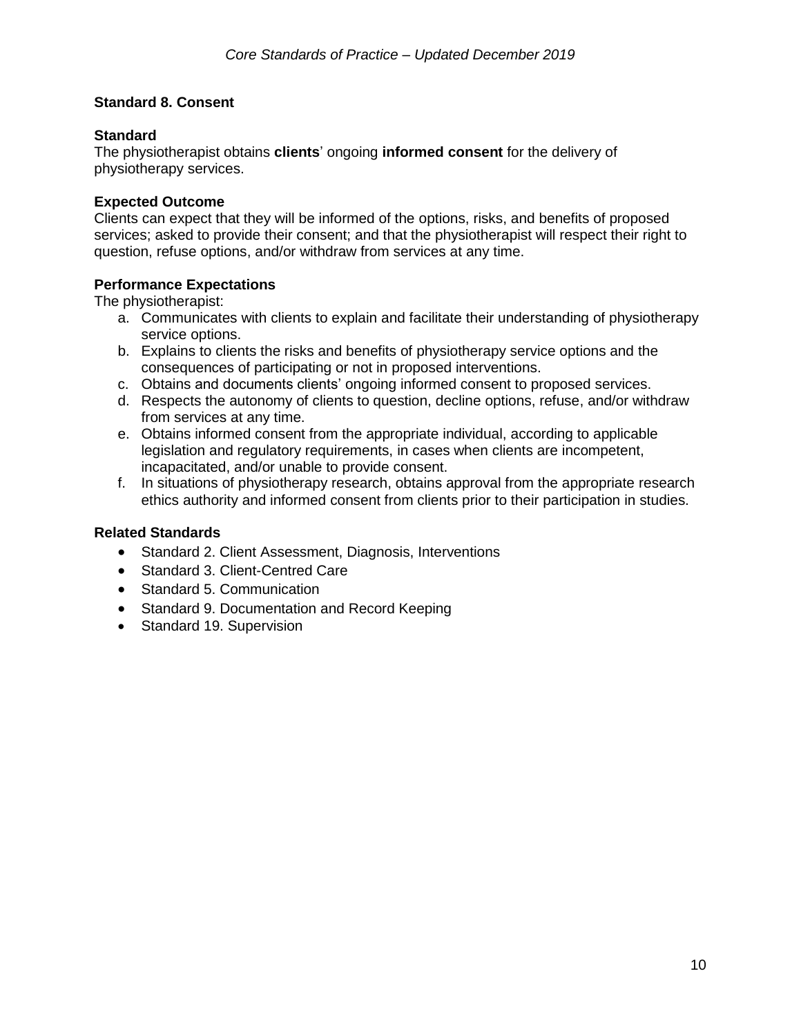## Standard 8. Consent

### Standard

The physiotherapist obtains **clients**' ongoing **informed consent** for the delivery of physiotherapy services.

### Expected Outcome

Clients can expect that they will be informed of the options, risks, and benefits of proposed services; asked to provide their consent; and that the physiotherapist will respect their right to question, refuse options, and/or withdraw from services at any time.

### Performance Expectations

The physiotherapist:

a. Communicates with clients to explain and facilitate their understanding of physiotherapy service options.
b. Explains to clients the risks and benefits of physiotherapy service options and the consequences of participating or not in proposed interventions.
c. Obtains and documents clients' ongoing informed consent to proposed services.
d. Respects the autonomy of clients to question, decline options, refuse, and/or withdraw from services at any time.
e. Obtains informed consent from the appropriate individual, according to applicable legislation and regulatory requirements, in cases when clients are incompetent, incapacitated, and/or unable to provide consent.
f. In situations of physiotherapy research, obtains approval from the appropriate research ethics authority and informed consent from clients prior to their participation in studies.

### Related Standards

- Standard 2. Client Assessment, Diagnosis, Interventions
- Standard 3. Client-Centred Care
- Standard 5. Communication
- Standard 9. Documentation and Record Keeping
- Standard 19. Supervision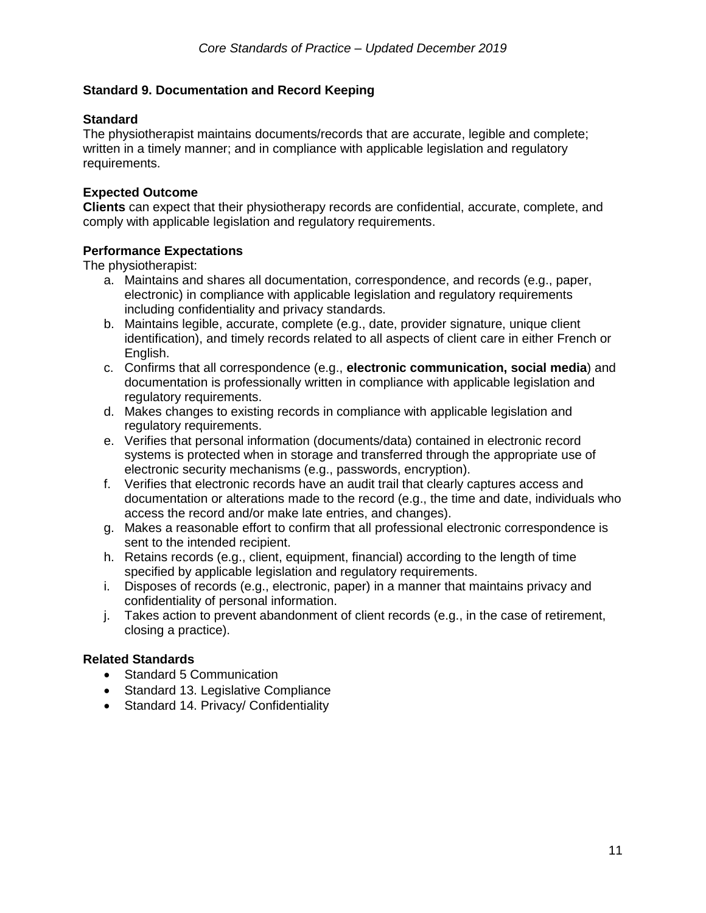## Standard 9. Documentation and Record Keeping

### Standard

The physiotherapist maintains documents/records that are accurate, legible and complete; written in a timely manner; and in compliance with applicable legislation and regulatory requirements.

### Expected Outcome

**Clients** can expect that their physiotherapy records are confidential, accurate, complete, and comply with applicable legislation and regulatory requirements.

### Performance Expectations

The physiotherapist:

a. Maintains and shares all documentation, correspondence, and records (e.g., paper, electronic) in compliance with applicable legislation and regulatory requirements including confidentiality and privacy standards.
b. Maintains legible, accurate, complete (e.g., date, provider signature, unique client identification), and timely records related to all aspects of client care in either French or English.
c. Confirms that all correspondence (e.g., **electronic communication, social media**) and documentation is professionally written in compliance with applicable legislation and regulatory requirements.
d. Makes changes to existing records in compliance with applicable legislation and regulatory requirements.
e. Verifies that personal information (documents/data) contained in electronic record systems is protected when in storage and transferred through the appropriate use of electronic security mechanisms (e.g., passwords, encryption).
f. Verifies that electronic records have an audit trail that clearly captures access and documentation or alterations made to the record (e.g., the time and date, individuals who access the record and/or make late entries, and changes).
g. Makes a reasonable effort to confirm that all professional electronic correspondence is sent to the intended recipient.
h. Retains records (e.g., client, equipment, financial) according to the length of time specified by applicable legislation and regulatory requirements.
i. Disposes of records (e.g., electronic, paper) in a manner that maintains privacy and confidentiality of personal information.
j. Takes action to prevent abandonment of client records (e.g., in the case of retirement, closing a practice).

### Related Standards

- Standard 5 Communication
- Standard 13. Legislative Compliance
- Standard 14. Privacy/ Confidentiality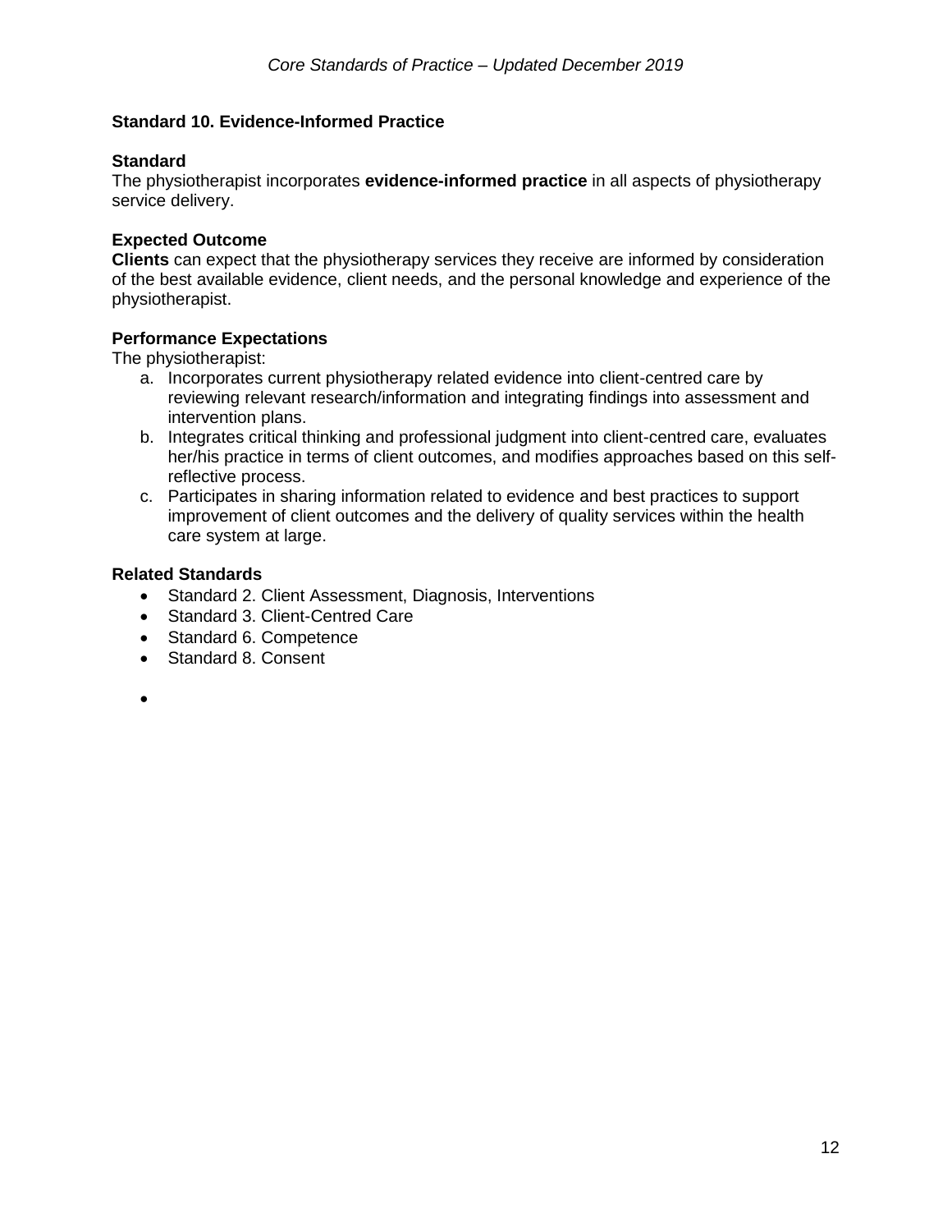## Standard 10. Evidence-Informed Practice

### Standard

The physiotherapist incorporates **evidence-informed practice** in all aspects of physiotherapy service delivery.

### Expected Outcome

**Clients** can expect that the physiotherapy services they receive are informed by consideration of the best available evidence, client needs, and the personal knowledge and experience of the physiotherapist.

### Performance Expectations

The physiotherapist:

a. Incorporates current physiotherapy related evidence into client-centred care by reviewing relevant research/information and integrating findings into assessment and intervention plans.
b. Integrates critical thinking and professional judgment into client-centred care, evaluates her/his practice in terms of client outcomes, and modifies approaches based on this self-reflective process.
c. Participates in sharing information related to evidence and best practices to support improvement of client outcomes and the delivery of quality services within the health care system at large.

### Related Standards

- Standard 2. Client Assessment, Diagnosis, Interventions
- Standard 3. Client-Centred Care
- Standard 6. Competence
- Standard 8. Consent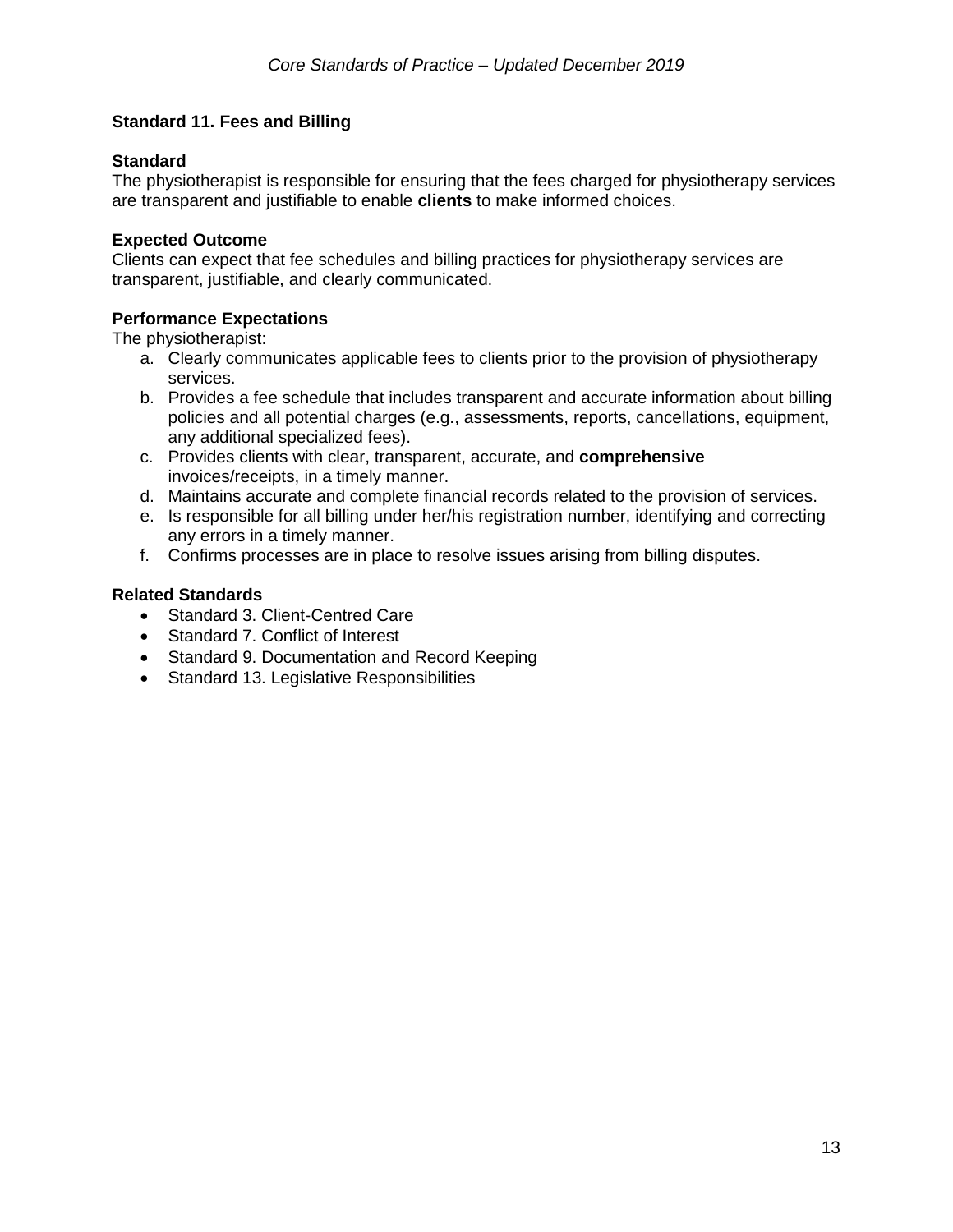## Standard 11. Fees and Billing

### Standard

The physiotherapist is responsible for ensuring that the fees charged for physiotherapy services are transparent and justifiable to enable **clients** to make informed choices.

### Expected Outcome

Clients can expect that fee schedules and billing practices for physiotherapy services are transparent, justifiable, and clearly communicated.

### Performance Expectations

The physiotherapist:

a. Clearly communicates applicable fees to clients prior to the provision of physiotherapy services.
b. Provides a fee schedule that includes transparent and accurate information about billing policies and all potential charges (e.g., assessments, reports, cancellations, equipment, any additional specialized fees).
c. Provides clients with clear, transparent, accurate, and **comprehensive** invoices/receipts, in a timely manner.
d. Maintains accurate and complete financial records related to the provision of services.
e. Is responsible for all billing under her/his registration number, identifying and correcting any errors in a timely manner.
f. Confirms processes are in place to resolve issues arising from billing disputes.

### Related Standards

- Standard 3. Client-Centred Care
- Standard 7. Conflict of Interest
- Standard 9. Documentation and Record Keeping
- Standard 13. Legislative Responsibilities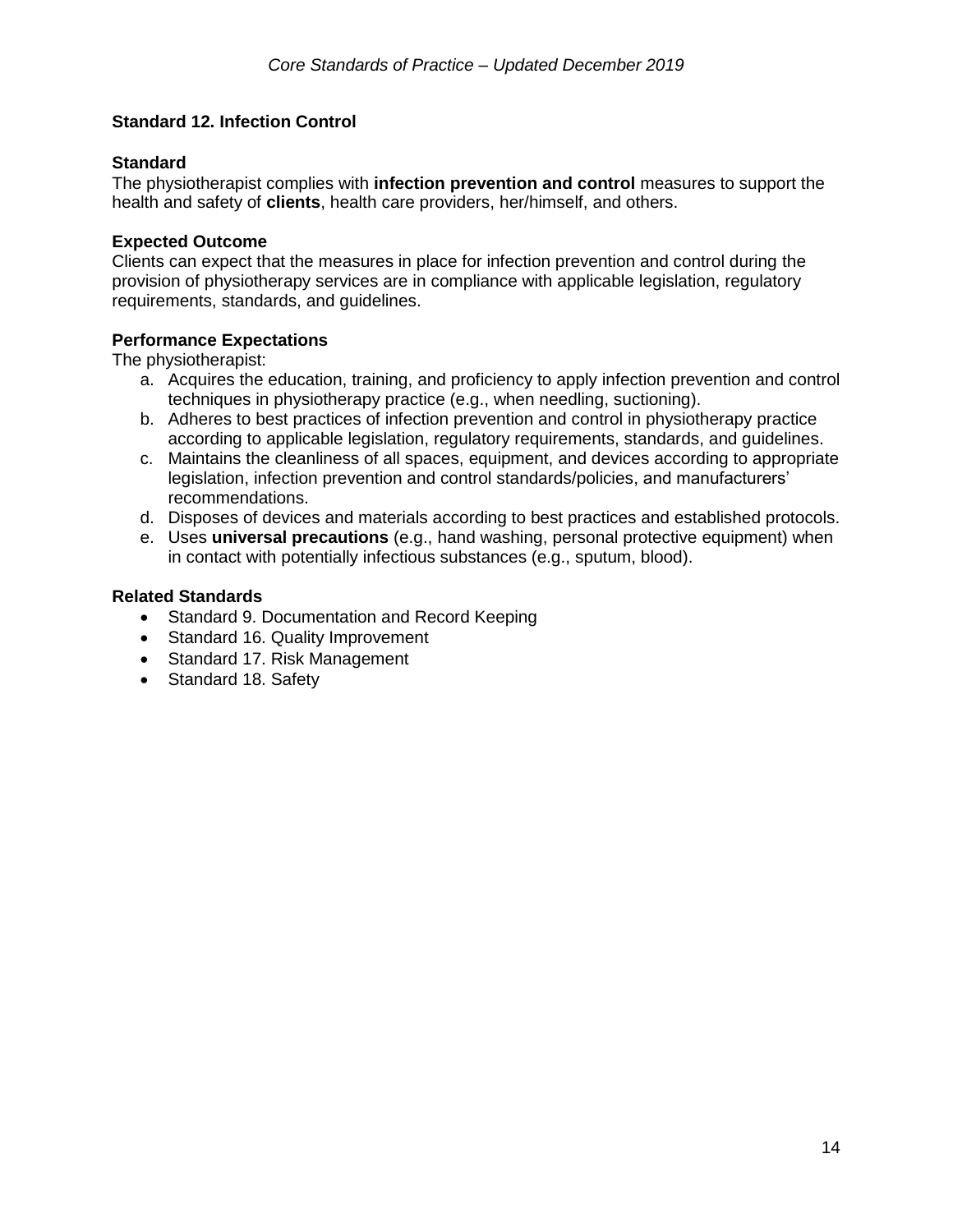## Standard 12. Infection Control

### Standard

The physiotherapist complies with **infection prevention and control** measures to support the health and safety of **clients**, health care providers, her/himself, and others.

### Expected Outcome

Clients can expect that the measures in place for infection prevention and control during the provision of physiotherapy services are in compliance with applicable legislation, regulatory requirements, standards, and guidelines.

### Performance Expectations

The physiotherapist:

a. Acquires the education, training, and proficiency to apply infection prevention and control techniques in physiotherapy practice (e.g., when needling, suctioning).
b. Adheres to best practices of infection prevention and control in physiotherapy practice according to applicable legislation, regulatory requirements, standards, and guidelines.
c. Maintains the cleanliness of all spaces, equipment, and devices according to appropriate legislation, infection prevention and control standards/policies, and manufacturers' recommendations.
d. Disposes of devices and materials according to best practices and established protocols.
e. Uses **universal precautions** (e.g., hand washing, personal protective equipment) when in contact with potentially infectious substances (e.g., sputum, blood).

### Related Standards

- Standard 9. Documentation and Record Keeping
- Standard 16. Quality Improvement
- Standard 17. Risk Management
- Standard 18. Safety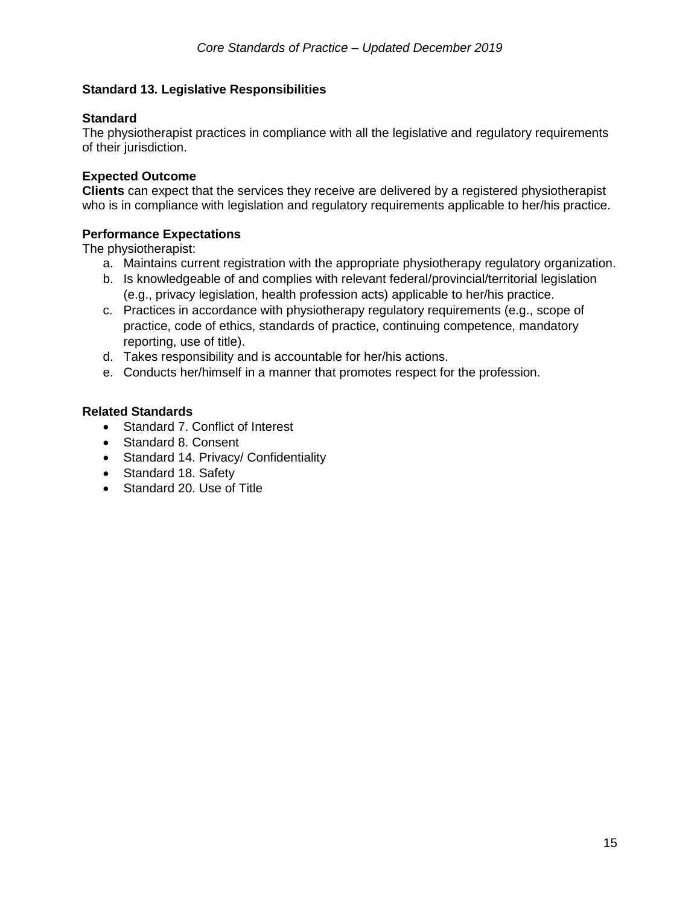## Standard 13. Legislative Responsibilities

### Standard

The physiotherapist practices in compliance with all the legislative and regulatory requirements of their jurisdiction.

### Expected Outcome

**Clients** can expect that the services they receive are delivered by a registered physiotherapist who is in compliance with legislation and regulatory requirements applicable to her/his practice.

### Performance Expectations

The physiotherapist:

a. Maintains current registration with the appropriate physiotherapy regulatory organization.
b. Is knowledgeable of and complies with relevant federal/provincial/territorial legislation (e.g., privacy legislation, health profession acts) applicable to her/his practice.
c. Practices in accordance with physiotherapy regulatory requirements (e.g., scope of practice, code of ethics, standards of practice, continuing competence, mandatory reporting, use of title).
d. Takes responsibility and is accountable for her/his actions.
e. Conducts her/himself in a manner that promotes respect for the profession.

### Related Standards

- Standard 7. Conflict of Interest
- Standard 8. Consent
- Standard 14. Privacy/ Confidentiality
- Standard 18. Safety
- Standard 20. Use of Title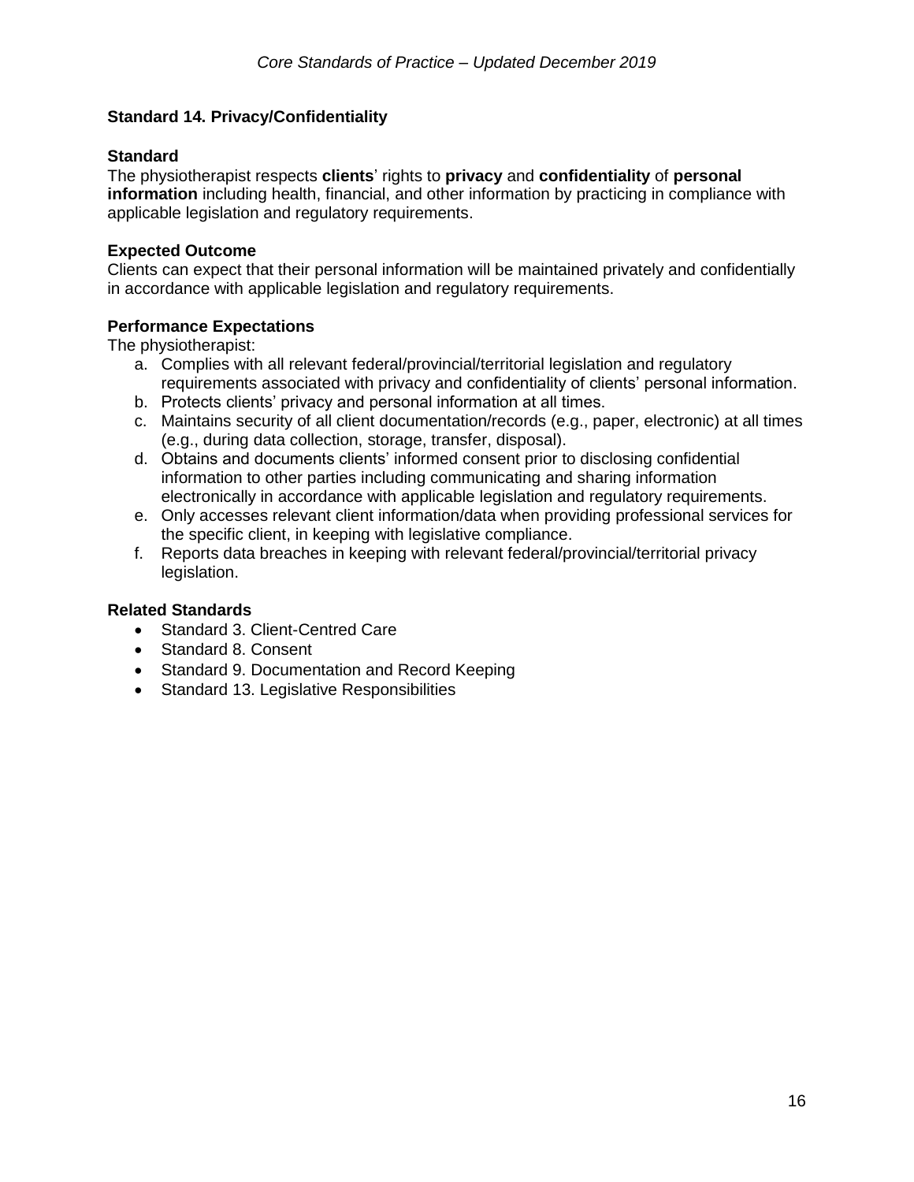## Standard 14. Privacy/Confidentiality

### Standard

The physiotherapist respects **clients**' rights to **privacy** and **confidentiality** of **personal information** including health, financial, and other information by practicing in compliance with applicable legislation and regulatory requirements.

### Expected Outcome

Clients can expect that their personal information will be maintained privately and confidentially in accordance with applicable legislation and regulatory requirements.

### Performance Expectations

The physiotherapist:

a. Complies with all relevant federal/provincial/territorial legislation and regulatory requirements associated with privacy and confidentiality of clients' personal information.
b. Protects clients' privacy and personal information at all times.
c. Maintains security of all client documentation/records (e.g., paper, electronic) at all times (e.g., during data collection, storage, transfer, disposal).
d. Obtains and documents clients' informed consent prior to disclosing confidential information to other parties including communicating and sharing information electronically in accordance with applicable legislation and regulatory requirements.
e. Only accesses relevant client information/data when providing professional services for the specific client, in keeping with legislative compliance.
f. Reports data breaches in keeping with relevant federal/provincial/territorial privacy legislation.

### Related Standards

- Standard 3. Client-Centred Care
- Standard 8. Consent
- Standard 9. Documentation and Record Keeping
- Standard 13. Legislative Responsibilities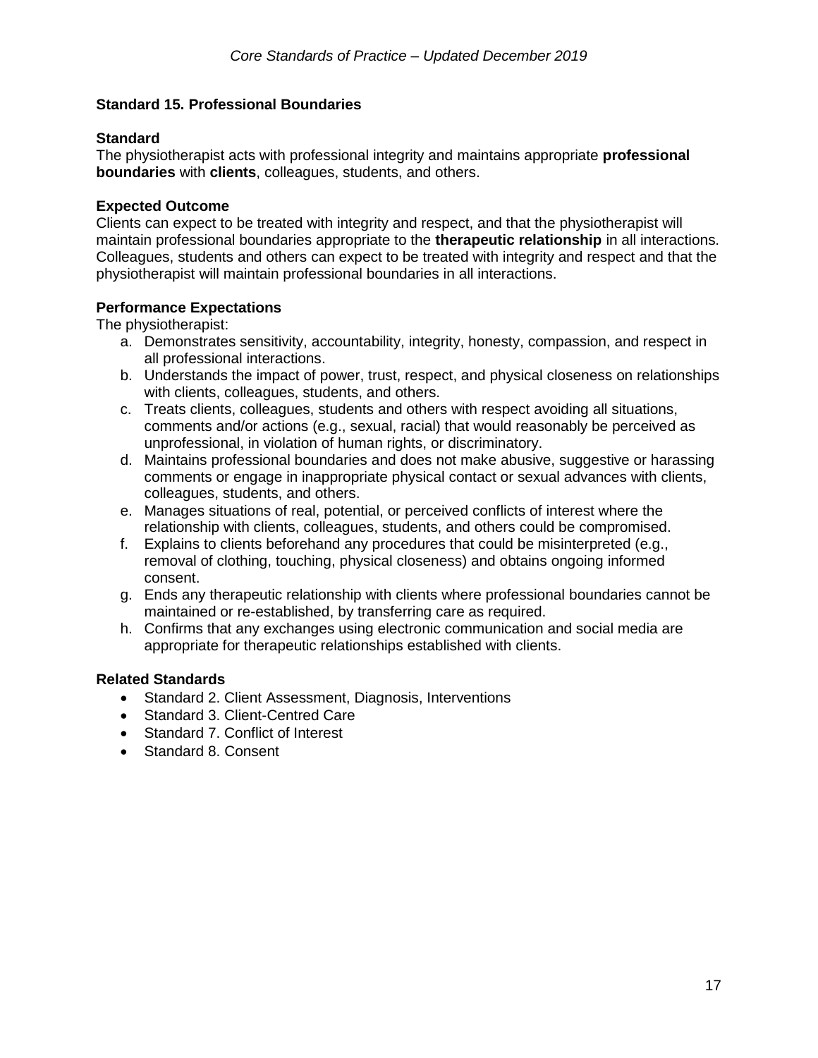## Standard 15. Professional Boundaries

### Standard

The physiotherapist acts with professional integrity and maintains appropriate **professional boundaries** with **clients**, colleagues, students, and others.

### Expected Outcome

Clients can expect to be treated with integrity and respect, and that the physiotherapist will maintain professional boundaries appropriate to the **therapeutic relationship** in all interactions. Colleagues, students and others can expect to be treated with integrity and respect and that the physiotherapist will maintain professional boundaries in all interactions.

### Performance Expectations

The physiotherapist:

a. Demonstrates sensitivity, accountability, integrity, honesty, compassion, and respect in all professional interactions.
b. Understands the impact of power, trust, respect, and physical closeness on relationships with clients, colleagues, students, and others.
c. Treats clients, colleagues, students and others with respect avoiding all situations, comments and/or actions (e.g., sexual, racial) that would reasonably be perceived as unprofessional, in violation of human rights, or discriminatory.
d. Maintains professional boundaries and does not make abusive, suggestive or harassing comments or engage in inappropriate physical contact or sexual advances with clients, colleagues, students, and others.
e. Manages situations of real, potential, or perceived conflicts of interest where the relationship with clients, colleagues, students, and others could be compromised.
f. Explains to clients beforehand any procedures that could be misinterpreted (e.g., removal of clothing, touching, physical closeness) and obtains ongoing informed consent.
g. Ends any therapeutic relationship with clients where professional boundaries cannot be maintained or re-established, by transferring care as required.
h. Confirms that any exchanges using electronic communication and social media are appropriate for therapeutic relationships established with clients.

### Related Standards

- Standard 2. Client Assessment, Diagnosis, Interventions
- Standard 3. Client-Centred Care
- Standard 7. Conflict of Interest
- Standard 8. Consent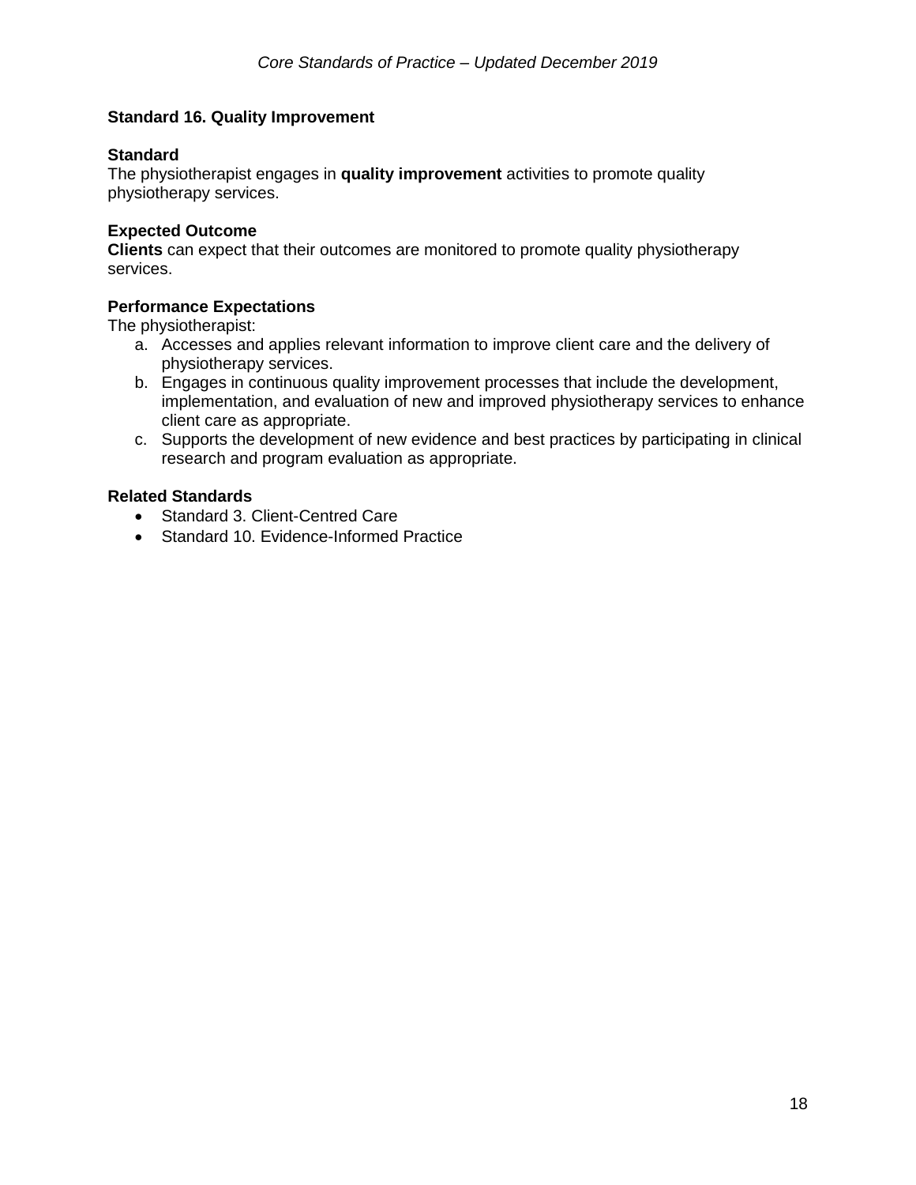## Standard 16. Quality Improvement

### Standard

The physiotherapist engages in **quality improvement** activities to promote quality physiotherapy services.

### Expected Outcome

**Clients** can expect that their outcomes are monitored to promote quality physiotherapy services.

### Performance Expectations

The physiotherapist:

a. Accesses and applies relevant information to improve client care and the delivery of physiotherapy services.
b. Engages in continuous quality improvement processes that include the development, implementation, and evaluation of new and improved physiotherapy services to enhance client care as appropriate.
c. Supports the development of new evidence and best practices by participating in clinical research and program evaluation as appropriate.

### Related Standards

- Standard 3. Client-Centred Care
- Standard 10. Evidence-Informed Practice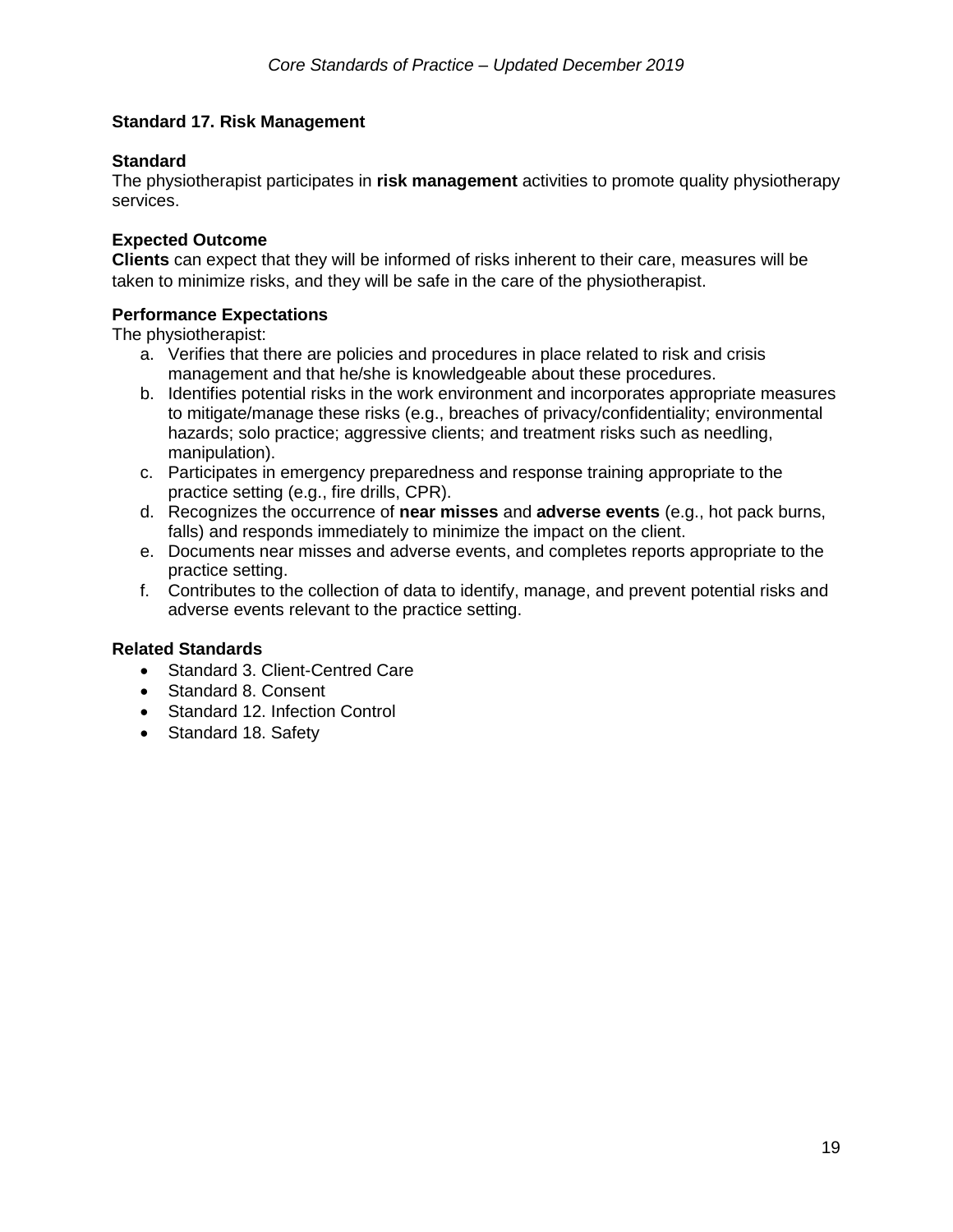## Standard 17. Risk Management

### Standard

The physiotherapist participates in **risk management** activities to promote quality physiotherapy services.

### Expected Outcome

**Clients** can expect that they will be informed of risks inherent to their care, measures will be taken to minimize risks, and they will be safe in the care of the physiotherapist.

### Performance Expectations

The physiotherapist:

a. Verifies that there are policies and procedures in place related to risk and crisis management and that he/she is knowledgeable about these procedures.
b. Identifies potential risks in the work environment and incorporates appropriate measures to mitigate/manage these risks (e.g., breaches of privacy/confidentiality; environmental hazards; solo practice; aggressive clients; and treatment risks such as needling, manipulation).
c. Participates in emergency preparedness and response training appropriate to the practice setting (e.g., fire drills, CPR).
d. Recognizes the occurrence of **near misses** and **adverse events** (e.g., hot pack burns, falls) and responds immediately to minimize the impact on the client.
e. Documents near misses and adverse events, and completes reports appropriate to the practice setting.
f. Contributes to the collection of data to identify, manage, and prevent potential risks and adverse events relevant to the practice setting.

### Related Standards

- Standard 3. Client-Centred Care
- Standard 8. Consent
- Standard 12. Infection Control
- Standard 18. Safety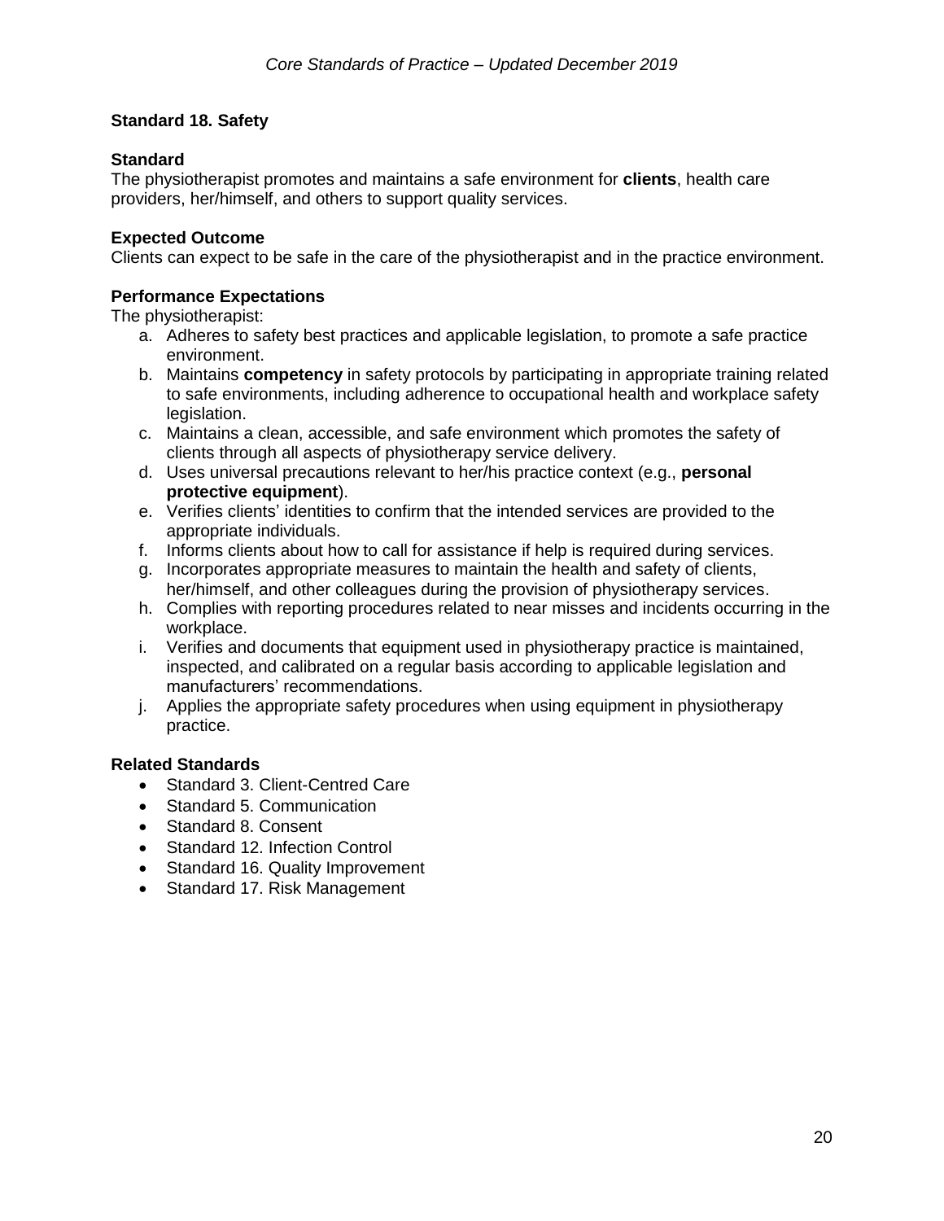## Standard 18. Safety

### Standard

The physiotherapist promotes and maintains a safe environment for **clients**, health care providers, her/himself, and others to support quality services.

### Expected Outcome

Clients can expect to be safe in the care of the physiotherapist and in the practice environment.

### Performance Expectations

The physiotherapist:

a. Adheres to safety best practices and applicable legislation, to promote a safe practice environment.
b. Maintains **competency** in safety protocols by participating in appropriate training related to safe environments, including adherence to occupational health and workplace safety legislation.
c. Maintains a clean, accessible, and safe environment which promotes the safety of clients through all aspects of physiotherapy service delivery.
d. Uses universal precautions relevant to her/his practice context (e.g., **personal protective equipment**).
e. Verifies clients' identities to confirm that the intended services are provided to the appropriate individuals.
f. Informs clients about how to call for assistance if help is required during services.
g. Incorporates appropriate measures to maintain the health and safety of clients, her/himself, and other colleagues during the provision of physiotherapy services.
h. Complies with reporting procedures related to near misses and incidents occurring in the workplace.
i. Verifies and documents that equipment used in physiotherapy practice is maintained, inspected, and calibrated on a regular basis according to applicable legislation and manufacturers' recommendations.
j. Applies the appropriate safety procedures when using equipment in physiotherapy practice.

### Related Standards

- Standard 3. Client-Centred Care
- Standard 5. Communication
- Standard 8. Consent
- Standard 12. Infection Control
- Standard 16. Quality Improvement
- Standard 17. Risk Management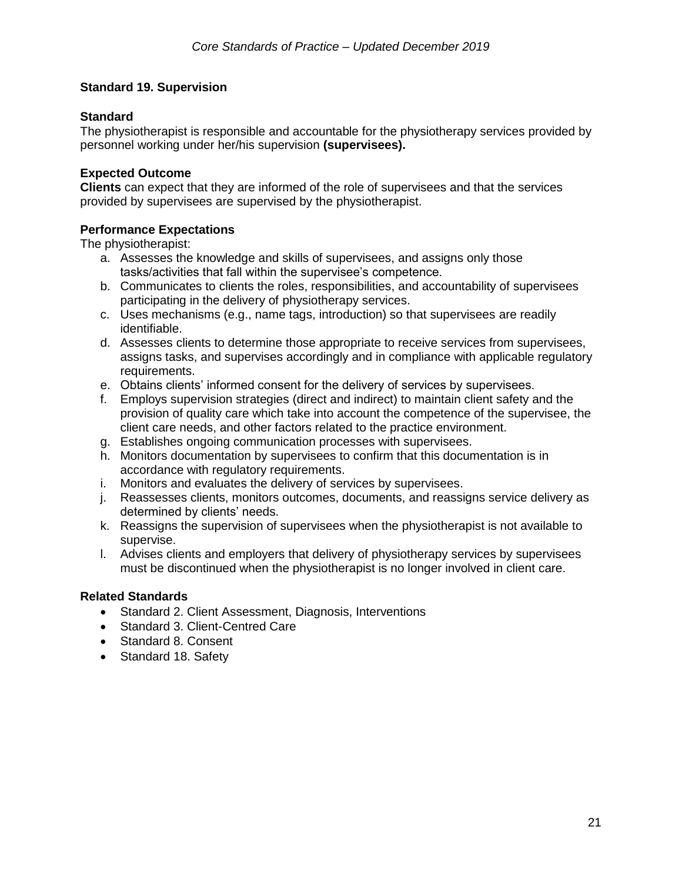## Standard 19. Supervision

### Standard

The physiotherapist is responsible and accountable for the physiotherapy services provided by personnel working under her/his supervision **(supervisees).**

### Expected Outcome

**Clients** can expect that they are informed of the role of supervisees and that the services provided by supervisees are supervised by the physiotherapist.

### Performance Expectations

The physiotherapist:

a. Assesses the knowledge and skills of supervisees, and assigns only those tasks/activities that fall within the supervisee's competence.
b. Communicates to clients the roles, responsibilities, and accountability of supervisees participating in the delivery of physiotherapy services.
c. Uses mechanisms (e.g., name tags, introduction) so that supervisees are readily identifiable.
d. Assesses clients to determine those appropriate to receive services from supervisees, assigns tasks, and supervises accordingly and in compliance with applicable regulatory requirements.
e. Obtains clients' informed consent for the delivery of services by supervisees.
f. Employs supervision strategies (direct and indirect) to maintain client safety and the provision of quality care which take into account the competence of the supervisee, the client care needs, and other factors related to the practice environment.
g. Establishes ongoing communication processes with supervisees.
h. Monitors documentation by supervisees to confirm that this documentation is in accordance with regulatory requirements.
i. Monitors and evaluates the delivery of services by supervisees.
j. Reassesses clients, monitors outcomes, documents, and reassigns service delivery as determined by clients' needs.
k. Reassigns the supervision of supervisees when the physiotherapist is not available to supervise.
l. Advises clients and employers that delivery of physiotherapy services by supervisees must be discontinued when the physiotherapist is no longer involved in client care.

### Related Standards

- Standard 2. Client Assessment, Diagnosis, Interventions
- Standard 3. Client-Centred Care
- Standard 8. Consent
- Standard 18. Safety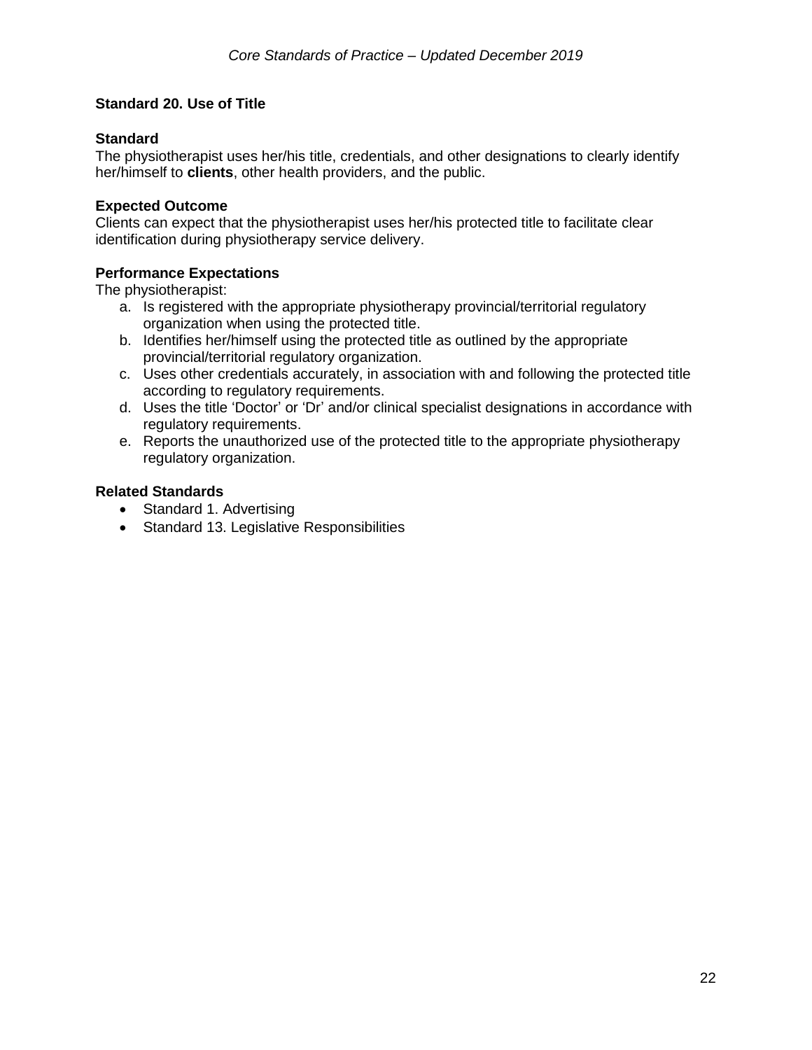## Standard 20. Use of Title

### Standard

The physiotherapist uses her/his title, credentials, and other designations to clearly identify her/himself to **clients**, other health providers, and the public.

### Expected Outcome

Clients can expect that the physiotherapist uses her/his protected title to facilitate clear identification during physiotherapy service delivery.

### Performance Expectations

The physiotherapist:

a. Is registered with the appropriate physiotherapy provincial/territorial regulatory organization when using the protected title.
b. Identifies her/himself using the protected title as outlined by the appropriate provincial/territorial regulatory organization.
c. Uses other credentials accurately, in association with and following the protected title according to regulatory requirements.
d. Uses the title 'Doctor' or 'Dr' and/or clinical specialist designations in accordance with regulatory requirements.
e. Reports the unauthorized use of the protected title to the appropriate physiotherapy regulatory organization.

### Related Standards

- Standard 1. Advertising
- Standard 13. Legislative Responsibilities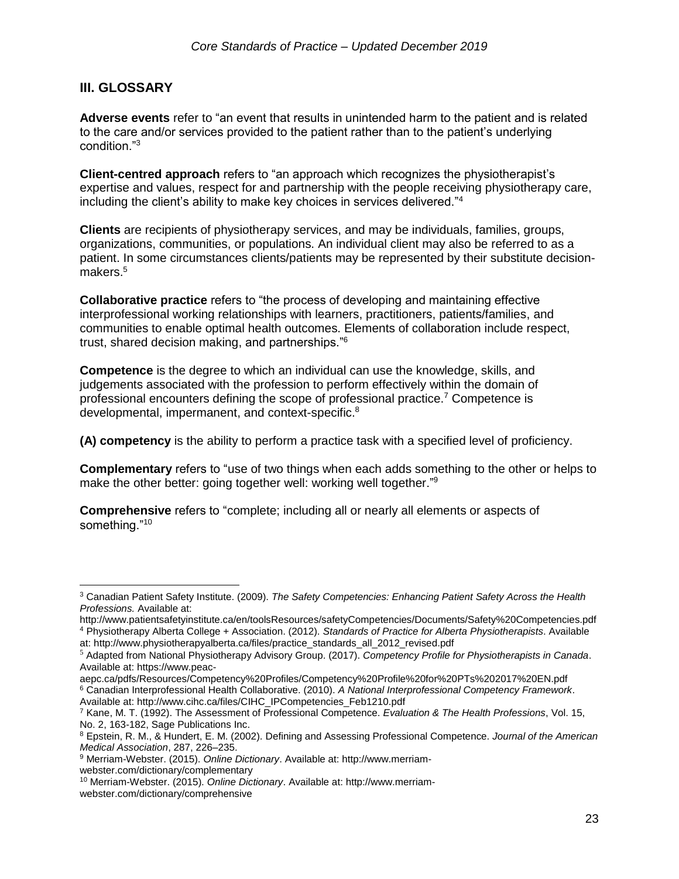## III. GLOSSARY

**Adverse events** refer to "an event that results in unintended harm to the patient and is related to the care and/or services provided to the patient rather than to the patient's underlying condition."[3]

**Client-centred approach** refers to "an approach which recognizes the physiotherapist's expertise and values, respect for and partnership with the people receiving physiotherapy care, including the client's ability to make key choices in services delivered."[4]

**Clients** are recipients of physiotherapy services, and may be individuals, families, groups, organizations, communities, or populations. An individual client may also be referred to as a patient. In some circumstances clients/patients may be represented by their substitute decision-makers.[5]

**Collaborative practice** refers to "the process of developing and maintaining effective interprofessional working relationships with learners, practitioners, patients/families, and communities to enable optimal health outcomes. Elements of collaboration include respect, trust, shared decision making, and partnerships."[6]

**Competence** is the degree to which an individual can use the knowledge, skills, and judgements associated with the profession to perform effectively within the domain of professional encounters defining the scope of professional practice.[7] Competence is developmental, impermanent, and context-specific.[8]

**(A) competency** is the ability to perform a practice task with a specified level of proficiency.

**Complementary** refers to "use of two things when each adds something to the other or helps to make the other better: going together well: working well together."[9]

**Comprehensive** refers to "complete; including all or nearly all elements or aspects of something."[10]

---

[3] Canadian Patient Safety Institute. (2009). *The Safety Competencies: Enhancing Patient Safety Across the Health Professions.* Available at: http://www.patientsafetyinstitute.ca/en/toolsResources/safetyCompetencies/Documents/Safety%20Competencies.pdf

[4] Physiotherapy Alberta College + Association. (2012). *Standards of Practice for Alberta Physiotherapists*. Available at: http://www.physiotherapyalberta.ca/files/practice_standards_all_2012_revised.pdf

[5] Adapted from National Physiotherapy Advisory Group. (2017). *Competency Profile for Physiotherapists in Canada*. Available at: https://www.peac-aepc.ca/pdfs/Resources/Competency%20Profiles/Competency%20Profile%20for%20PTs%202017%20EN.pdf

[6] Canadian Interprofessional Health Collaborative. (2010). *A National Interprofessional Competency Framework*. Available at: http://www.cihc.ca/files/CIHC_IPCompetencies_Feb1210.pdf

[7] Kane, M. T. (1992). The Assessment of Professional Competence. *Evaluation & The Health Professions*, Vol. 15, No. 2, 163-182, Sage Publications Inc.

[8] Epstein, R. M., & Hundert, E. M. (2002). Defining and Assessing Professional Competence. *Journal of the American Medical Association*, 287, 226–235.

[9] Merriam-Webster. (2015). *Online Dictionary*. Available at: http://www.merriam-webster.com/dictionary/complementary

[10] Merriam-Webster. (2015). *Online Dictionary*. Available at: http://www.merriam-webster.com/dictionary/comprehensive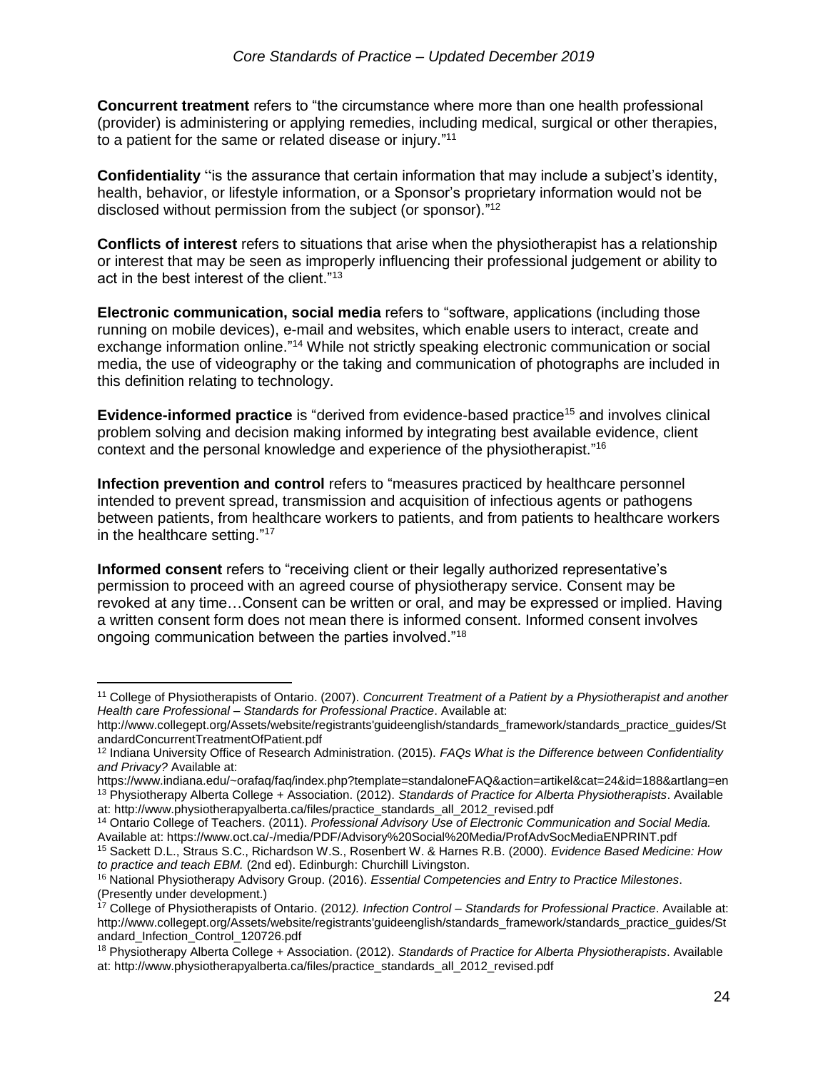**Concurrent treatment** refers to "the circumstance where more than one health professional (provider) is administering or applying remedies, including medical, surgical or other therapies, to a patient for the same or related disease or injury."[11]

**Confidentiality** "is the assurance that certain information that may include a subject's identity, health, behavior, or lifestyle information, or a Sponsor's proprietary information would not be disclosed without permission from the subject (or sponsor)."[12]

**Conflicts of interest** refers to situations that arise when the physiotherapist has a relationship or interest that may be seen as improperly influencing their professional judgement or ability to act in the best interest of the client."[13]

**Electronic communication, social media** refers to "software, applications (including those running on mobile devices), e-mail and websites, which enable users to interact, create and exchange information online."[14] While not strictly speaking electronic communication or social media, the use of videography or the taking and communication of photographs are included in this definition relating to technology.

**Evidence-informed practice** is "derived from evidence-based practice[15] and involves clinical problem solving and decision making informed by integrating best available evidence, client context and the personal knowledge and experience of the physiotherapist."[16]

**Infection prevention and control** refers to "measures practiced by healthcare personnel intended to prevent spread, transmission and acquisition of infectious agents or pathogens between patients, from healthcare workers to patients, and from patients to healthcare workers in the healthcare setting."[17]

**Informed consent** refers to "receiving client or their legally authorized representative's permission to proceed with an agreed course of physiotherapy service. Consent may be revoked at any time…Consent can be written or oral, and may be expressed or implied. Having a written consent form does not mean there is informed consent. Informed consent involves ongoing communication between the parties involved."[18]

---

[11] College of Physiotherapists of Ontario. (2007). *Concurrent Treatment of a Patient by a Physiotherapist and another Health care Professional – Standards for Professional Practice*. Available at: http://www.collegept.org/Assets/website/registrants'guideenglish/standards_framework/standards_practice_guides/StandardConcurrentTreatmentOfPatient.pdf

[12] Indiana University Office of Research Administration. (2015). *FAQs What is the Difference between Confidentiality and Privacy?* Available at: https://www.indiana.edu/~orafaq/faq/index.php?template=standaloneFAQ&action=artikel&cat=24&id=188&artlang=en

[13] Physiotherapy Alberta College + Association. (2012). *Standards of Practice for Alberta Physiotherapists*. Available at: http://www.physiotherapyalberta.ca/files/practice_standards_all_2012_revised.pdf

[14] Ontario College of Teachers. (2011). *Professional Advisory Use of Electronic Communication and Social Media.* Available at: https://www.oct.ca/-/media/PDF/Advisory%20Social%20Media/ProfAdvSocMediaENPRINT.pdf

[15] Sackett D.L., Straus S.C., Richardson W.S., Rosenbert W. & Harnes R.B. (2000). *Evidence Based Medicine: How to practice and teach EBM.* (2nd ed). Edinburgh: Churchill Livingston.

[16] National Physiotherapy Advisory Group. (2016). *Essential Competencies and Entry to Practice Milestones*. (Presently under development.)

[17] College of Physiotherapists of Ontario. (2012*). Infection Control – Standards for Professional Practice*. Available at: http://www.collegept.org/Assets/website/registrants'guideenglish/standards_framework/standards_practice_guides/Standard_Infection_Control_120726.pdf

[18] Physiotherapy Alberta College + Association. (2012). *Standards of Practice for Alberta Physiotherapists*. Available at: http://www.physiotherapyalberta.ca/files/practice_standards_all_2012_revised.pdf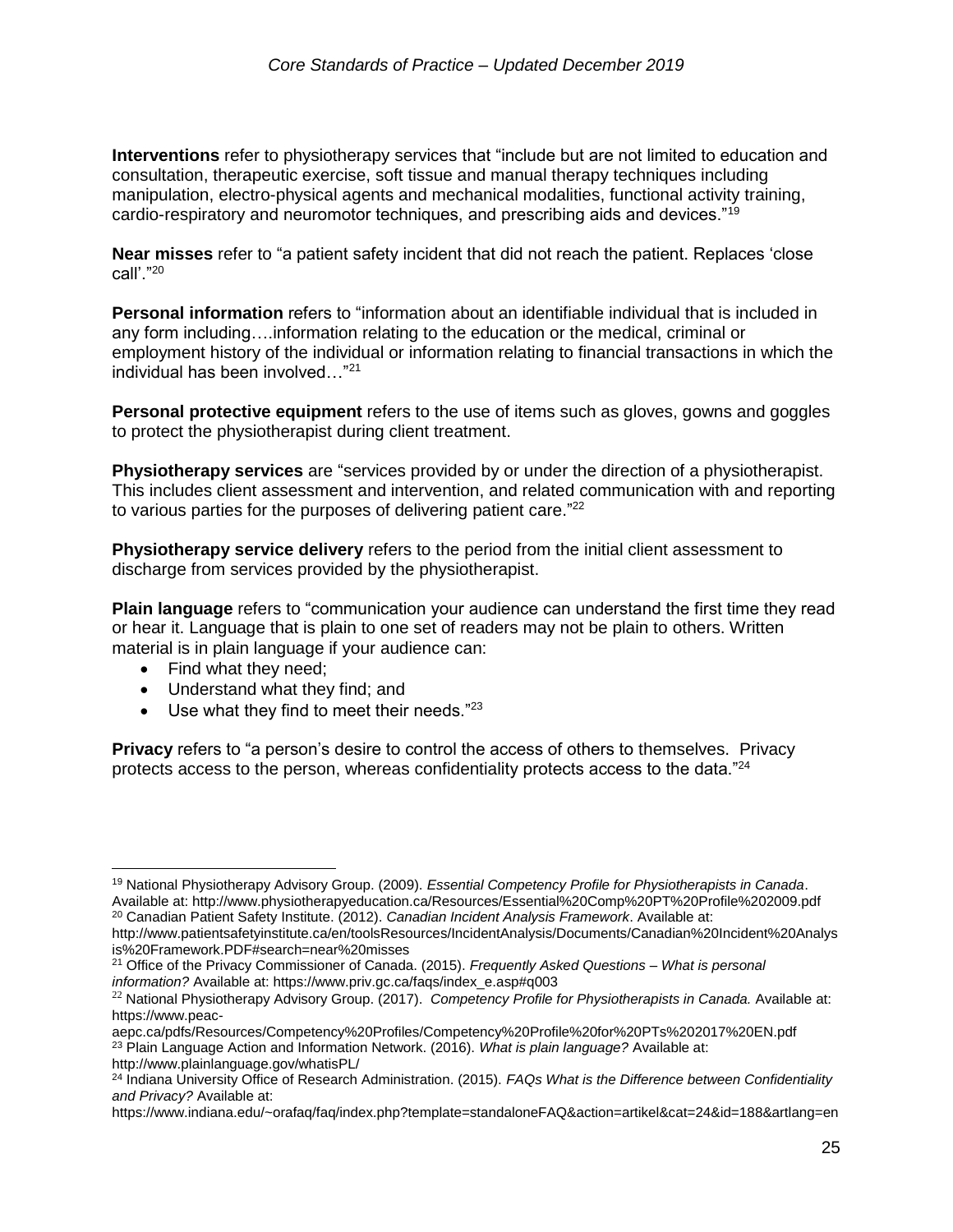**Interventions** refer to physiotherapy services that "include but are not limited to education and consultation, therapeutic exercise, soft tissue and manual therapy techniques including manipulation, electro-physical agents and mechanical modalities, functional activity training, cardio-respiratory and neuromotor techniques, and prescribing aids and devices."[19]

**Near misses** refer to "a patient safety incident that did not reach the patient. Replaces 'close call'."[20]

**Personal information** refers to "information about an identifiable individual that is included in any form including….information relating to the education or the medical, criminal or employment history of the individual or information relating to financial transactions in which the individual has been involved…"[21]

**Personal protective equipment** refers to the use of items such as gloves, gowns and goggles to protect the physiotherapist during client treatment.

**Physiotherapy services** are "services provided by or under the direction of a physiotherapist. This includes client assessment and intervention, and related communication with and reporting to various parties for the purposes of delivering patient care."[22]

**Physiotherapy service delivery** refers to the period from the initial client assessment to discharge from services provided by the physiotherapist.

**Plain language** refers to "communication your audience can understand the first time they read or hear it. Language that is plain to one set of readers may not be plain to others. Written material is in plain language if your audience can:

- Find what they need;
- Understand what they find; and
- Use what they find to meet their needs."[23]

**Privacy** refers to "a person's desire to control the access of others to themselves. Privacy protects access to the person, whereas confidentiality protects access to the data."[24]

---

[19] National Physiotherapy Advisory Group. (2009). *Essential Competency Profile for Physiotherapists in Canada*. Available at: http://www.physiotherapyeducation.ca/Resources/Essential%20Comp%20PT%20Profile%202009.pdf

[20] Canadian Patient Safety Institute. (2012). *Canadian Incident Analysis Framework*. Available at: http://www.patientsafetyinstitute.ca/en/toolsResources/IncidentAnalysis/Documents/Canadian%20Incident%20Analysis%20Framework.PDF#search=near%20misses

[21] Office of the Privacy Commissioner of Canada. (2015). *Frequently Asked Questions – What is personal information?* Available at: https://www.priv.gc.ca/faqs/index_e.asp#q003

[22] National Physiotherapy Advisory Group. (2017). *Competency Profile for Physiotherapists in Canada.* Available at: https://www.peac-aepc.ca/pdfs/Resources/Competency%20Profiles/Competency%20Profile%20for%20PTs%202017%20EN.pdf

[23] Plain Language Action and Information Network. (2016). *What is plain language?* Available at: http://www.plainlanguage.gov/whatisPL/

[24] Indiana University Office of Research Administration. (2015). *FAQs What is the Difference between Confidentiality and Privacy?* Available at: https://www.indiana.edu/~orafaq/faq/index.php?template=standaloneFAQ&action=artikel&cat=24&id=188&artlang=en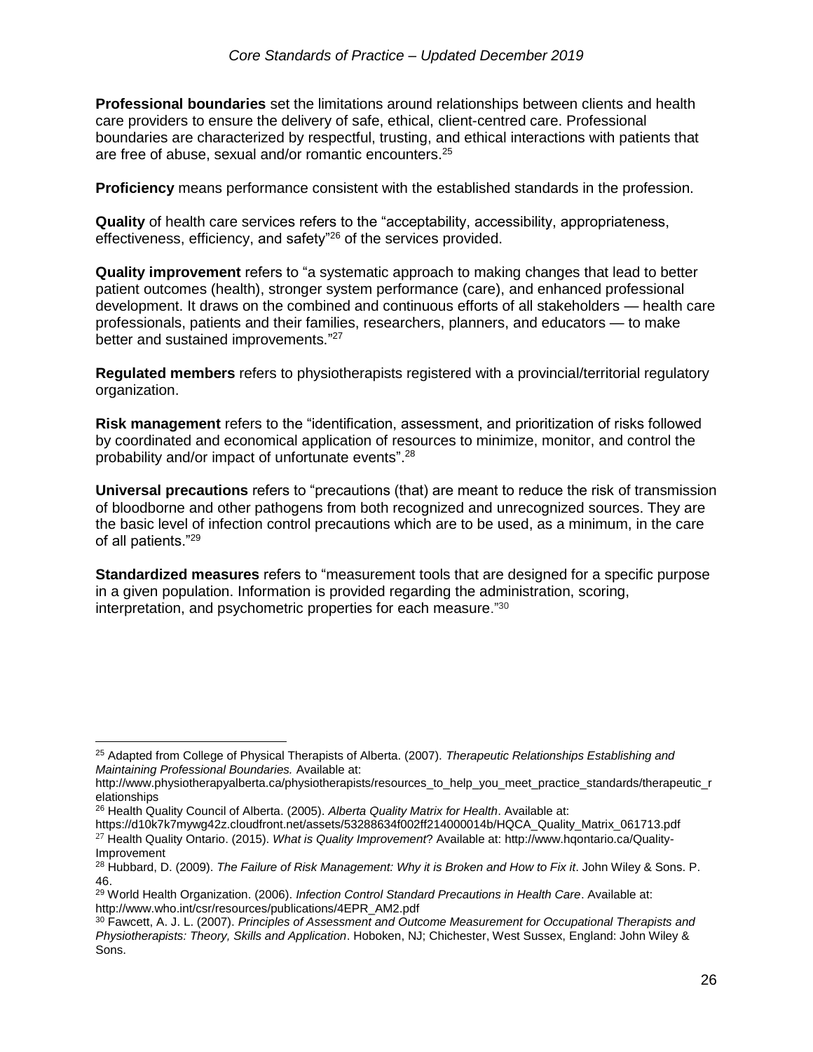**Professional boundaries** set the limitations around relationships between clients and health care providers to ensure the delivery of safe, ethical, client-centred care. Professional boundaries are characterized by respectful, trusting, and ethical interactions with patients that are free of abuse, sexual and/or romantic encounters.[25]

**Proficiency** means performance consistent with the established standards in the profession.

**Quality** of health care services refers to the "acceptability, accessibility, appropriateness, effectiveness, efficiency, and safety"[26] of the services provided.

**Quality improvement** refers to "a systematic approach to making changes that lead to better patient outcomes (health), stronger system performance (care), and enhanced professional development. It draws on the combined and continuous efforts of all stakeholders — health care professionals, patients and their families, researchers, planners, and educators — to make better and sustained improvements."[27]

**Regulated members** refers to physiotherapists registered with a provincial/territorial regulatory organization.

**Risk management** refers to the "identification, assessment, and prioritization of risks followed by coordinated and economical application of resources to minimize, monitor, and control the probability and/or impact of unfortunate events".[28]

**Universal precautions** refers to "precautions (that) are meant to reduce the risk of transmission of bloodborne and other pathogens from both recognized and unrecognized sources. They are the basic level of infection control precautions which are to be used, as a minimum, in the care of all patients."[29]

**Standardized measures** refers to "measurement tools that are designed for a specific purpose in a given population. Information is provided regarding the administration, scoring, interpretation, and psychometric properties for each measure."[30]

---

[25] Adapted from College of Physical Therapists of Alberta. (2007). *Therapeutic Relationships Establishing and Maintaining Professional Boundaries.* Available at: http://www.physiotherapyalberta.ca/physiotherapists/resources_to_help_you_meet_practice_standards/therapeutic_relationships

[26] Health Quality Council of Alberta. (2005). *Alberta Quality Matrix for Health*. Available at: https://d10k7k7mywg42z.cloudfront.net/assets/53288634f002ff214000014b/HQCA_Quality_Matrix_061713.pdf

[27] Health Quality Ontario. (2015). *What is Quality Improvement*? Available at: http://www.hqontario.ca/Quality-Improvement

[28] Hubbard, D. (2009). *The Failure of Risk Management: Why it is Broken and How to Fix it*. John Wiley & Sons. P. 46.

[29] World Health Organization. (2006). *Infection Control Standard Precautions in Health Care*. Available at: http://www.who.int/csr/resources/publications/4EPR_AM2.pdf

[30] Fawcett, A. J. L. (2007). *Principles of Assessment and Outcome Measurement for Occupational Therapists and Physiotherapists: Theory, Skills and Application*. Hoboken, NJ; Chichester, West Sussex, England: John Wiley & Sons.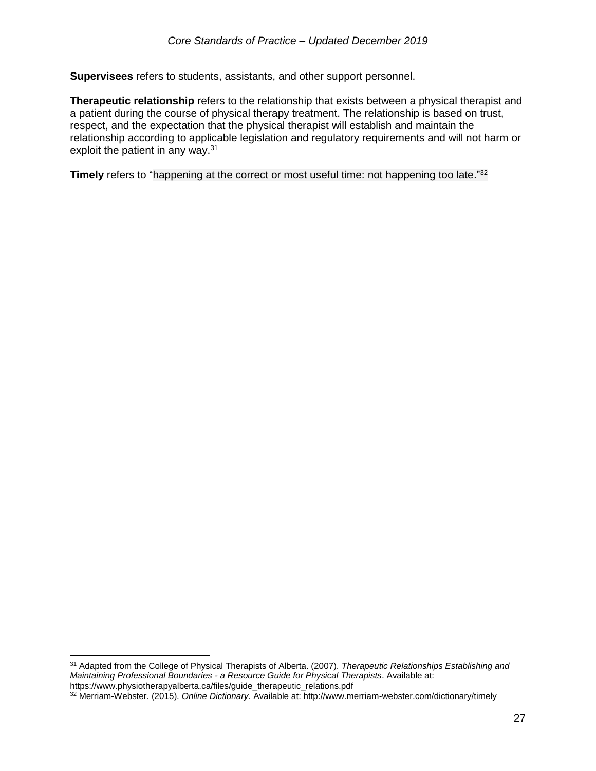**Supervisees** refers to students, assistants, and other support personnel.

**Therapeutic relationship** refers to the relationship that exists between a physical therapist and a patient during the course of physical therapy treatment. The relationship is based on trust, respect, and the expectation that the physical therapist will establish and maintain the relationship according to applicable legislation and regulatory requirements and will not harm or exploit the patient in any way.[31]

**Timely** refers to "happening at the correct or most useful time: not happening too late."[32]

---

[31] Adapted from the College of Physical Therapists of Alberta. (2007). *Therapeutic Relationships Establishing and Maintaining Professional Boundaries - a Resource Guide for Physical Therapists*. Available at: https://www.physiotherapyalberta.ca/files/guide_therapeutic_relations.pdf

[32] Merriam-Webster. (2015). *Online Dictionary*. Available at: http://www.merriam-webster.com/dictionary/timely